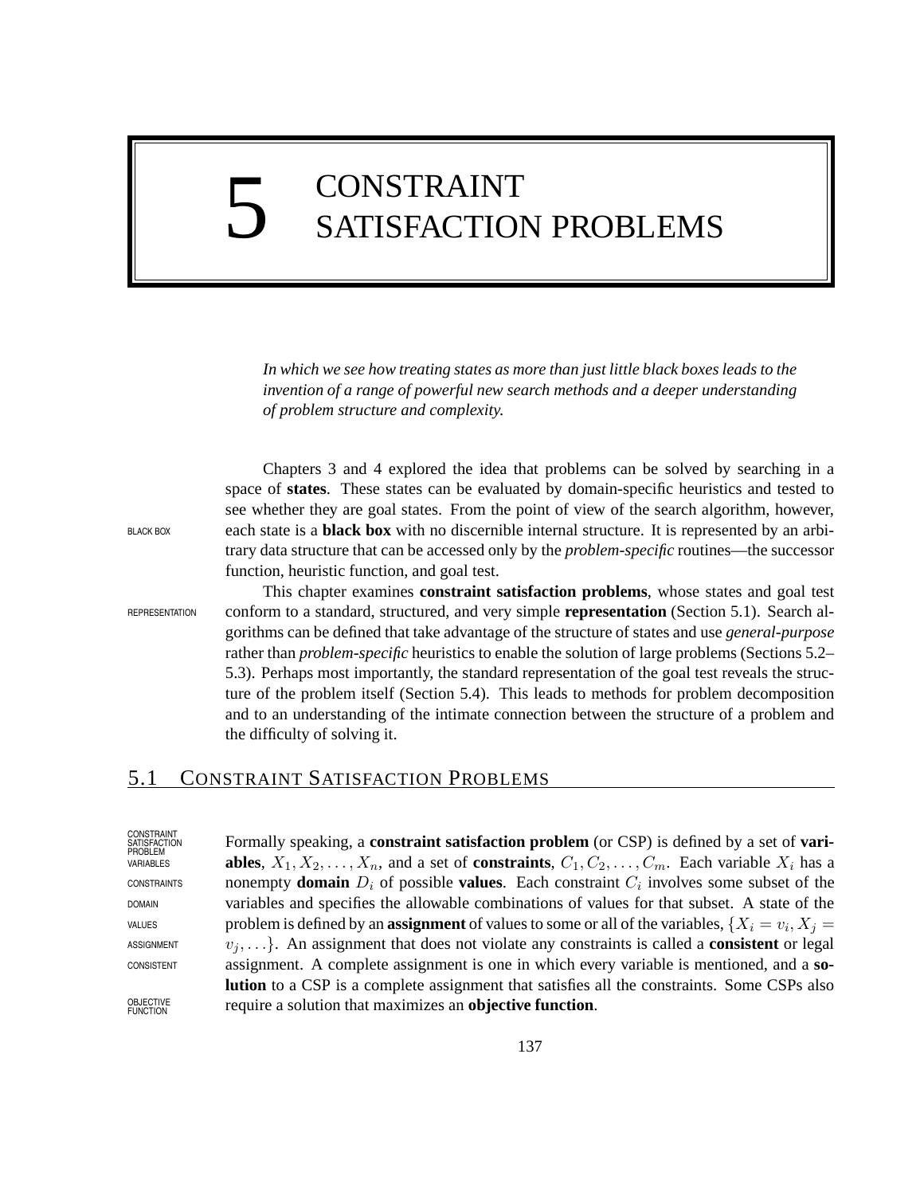# 5 CONSTRAINT SATISFACTION PROBLEMS

*In which we see how treating states as more than just little black boxes leads to the invention of a range of powerful new search methods and a deeper understanding of problem structure and complexity.*

Chapters 3 and 4 explored the idea that problems can be solved by searching in a space of **states**. These states can be evaluated by domain-specific heuristics and tested to see whether they are goal states. From the point of view of the search algorithm, however, each state is a **black box** with no discernible internal structure. It is represented by an arbitrary data structure that can be accessed only by the *problem-specific* routines—the successor function, heuristic function, and goal test.

This chapter examines **constraint satisfaction problems**, whose states and goal test conform to a standard, structured, and very simple **representation** (Section 5.1). Search algorithms can be defined that take advantage of the structure of states and use *general-purpose* rather than *problem-specific* heuristics to enable the solution of large problems (Sections 5.2–5.3). Perhaps most importantly, the standard representation of the goal test reveals the structure of the problem itself (Section 5.4). This leads to methods for problem decomposition and to an understanding of the intimate connection between the structure of a problem and the difficulty of solving it.

## 5.1 CONSTRAINT SATISFACTION PROBLEMS

Formally speaking, a **constraint satisfaction problem** (or CSP) is defined by a set of **variables**, $X_1, X_2, \ldots, X_n$, and a set of **constraints**, $C_1, C_2, \ldots, C_m$. Each variable $X_i$ has a nonempty **domain** $D_i$ of possible **values**. Each constraint $C_i$ involves some subset of the variables and specifies the allowable combinations of values for that subset. A state of the problem is defined by an **assignment** of values to some or all of the variables, $\{X_i = v_i, X_j = v_j, \ldots\}$. An assignment that does not violate any constraints is called a **consistent** or legal assignment. A complete assignment is one in which every variable is mentioned, and a **solution** to a CSP is a complete assignment that satisfies all the constraints. Some CSPs also require a solution that maximizes an **objective function**.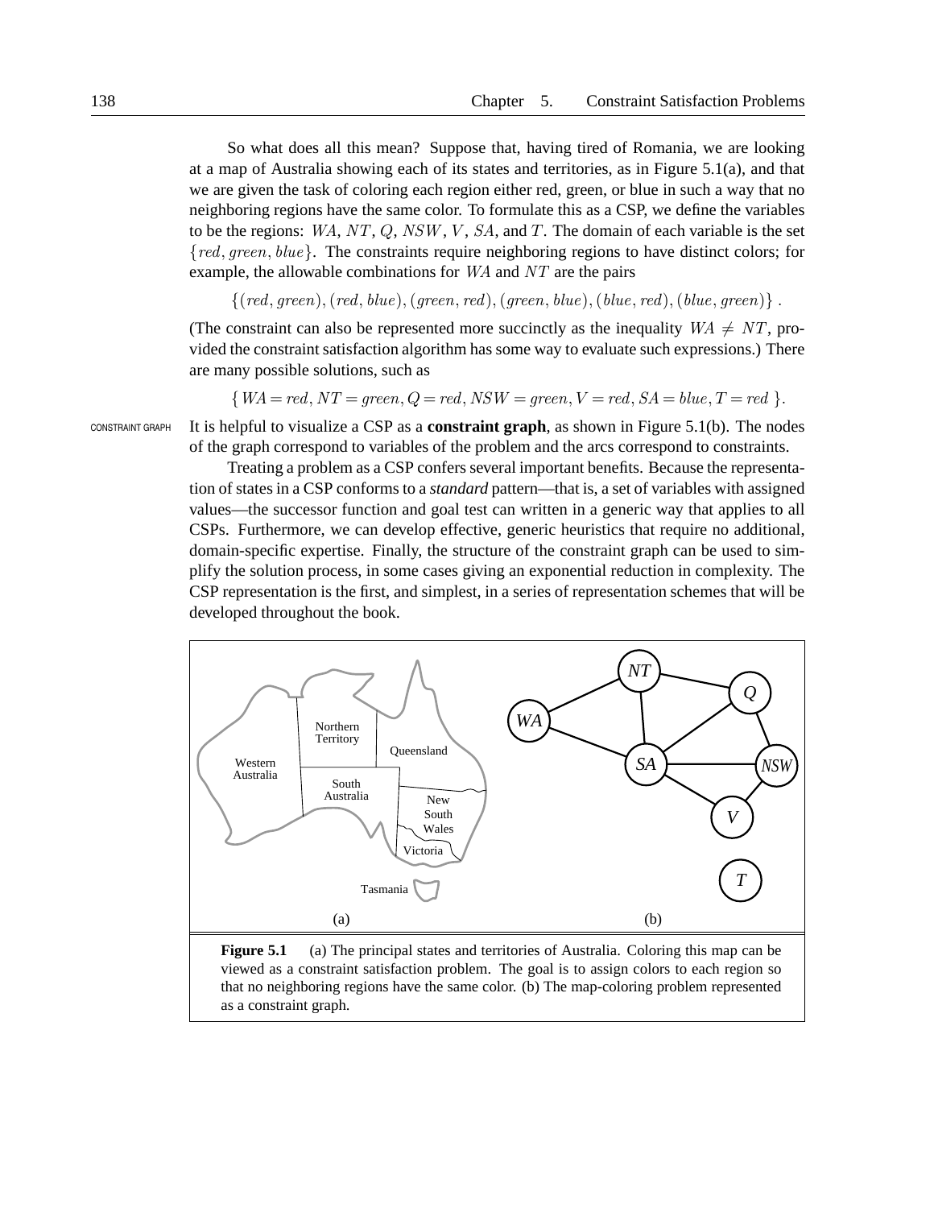So what does all this mean? Suppose that, having tired of Romania, we are looking at a map of Australia showing each of its states and territories, as in Figure 5.1(a), and that we are given the task of coloring each region either red, green, or blue in such a way that no neighboring regions have the same color. To formulate this as a CSP, we define the variables to be the regions: $WA$, $NT$, $Q$, $NSW$, $V$, $SA$, and $T$. The domain of each variable is the set $\{red, green, blue\}$. The constraints require neighboring regions to have distinct colors; for example, the allowable combinations for $WA$ and $NT$ are the pairs

$$\{(red, green), (red, blue), (green, red), (green, blue), (blue, red), (blue, green)\} .$$

(The constraint can also be represented more succinctly as the inequality $WA \neq NT$, provided the constraint satisfaction algorithm has some way to evaluate such expressions.) There are many possible solutions, such as

$$\{ WA = red, NT = green, Q = red, NSW = green, V = red, SA = blue, T = red \}.$$

CONSTRAINT GRAPH

It is helpful to visualize a CSP as a **constraint graph**, as shown in Figure 5.1(b). The nodes of the graph correspond to variables of the problem and the arcs correspond to constraints.

Treating a problem as a CSP confers several important benefits. Because the representation of states in a CSP conforms to a *standard* pattern—that is, a set of variables with assigned values—the successor function and goal test can written in a generic way that applies to all CSPs. Furthermore, we can develop effective, generic heuristics that require no additional, domain-specific expertise. Finally, the structure of the constraint graph can be used to simplify the solution process, in some cases giving an exponential reduction in complexity. The CSP representation is the first, and simplest, in a series of representation schemes that will be developed throughout the book.

Western Australia
Northern Territory
Queensland
South Australia
New South Wales
Victoria
Tasmania
(a)

NT
Q
WA
SA
NSW
V
T
(b)

**Figure 5.1** (a) The principal states and territories of Australia. Coloring this map can be viewed as a constraint satisfaction problem. The goal is to assign colors to each region so that no neighboring regions have the same color. (b) The map-coloring problem represented as a constraint graph.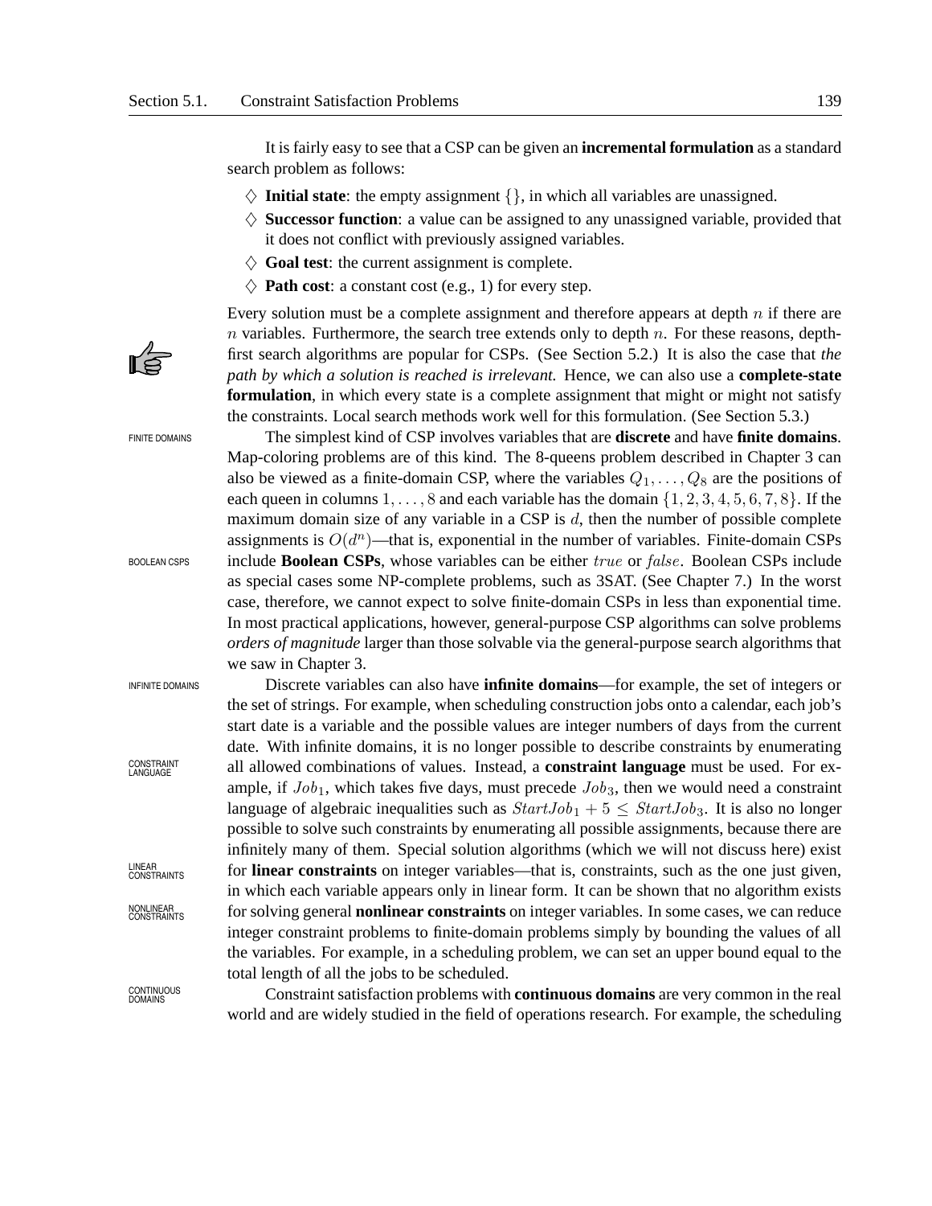It is fairly easy to see that a CSP can be given an **incremental formulation** as a standard search problem as follows:

- ♢ **Initial state**: the empty assignment $\{\}$, in which all variables are unassigned.
- ♢ **Successor function**: a value can be assigned to any unassigned variable, provided that it does not conflict with previously assigned variables.
- ♢ **Goal test**: the current assignment is complete.
- ♢ **Path cost**: a constant cost (e.g., 1) for every step.

Every solution must be a complete assignment and therefore appears at depth $n$ if there are $n$ variables. Furthermore, the search tree extends only to depth $n$. For these reasons, depth-first search algorithms are popular for CSPs. (See Section 5.2.) It is also the case that *the path by which a solution is reached is irrelevant.* Hence, we can also use a **complete-state formulation**, in which every state is a complete assignment that might or might not satisfy the constraints. Local search methods work well for this formulation. (See Section 5.3.)

FINITE DOMAINS

The simplest kind of CSP involves variables that are **discrete** and have **finite domains**. Map-coloring problems are of this kind. The 8-queens problem described in Chapter 3 can also be viewed as a finite-domain CSP, where the variables $Q_1, \ldots, Q_8$ are the positions of each queen in columns $1, \ldots, 8$ and each variable has the domain $\{1, 2, 3, 4, 5, 6, 7, 8\}$. If the maximum domain size of any variable in a CSP is $d$, then the number of possible complete assignments is $O(d^n)$—that is, exponential in the number of variables. Finite-domain CSPs include **Boolean CSPs**, whose variables can be either $true$ or $false$. Boolean CSPs include as special cases some NP-complete problems, such as 3SAT. (See Chapter 7.) In the worst case, therefore, we cannot expect to solve finite-domain CSPs in less than exponential time. In most practical applications, however, general-purpose CSP algorithms can solve problems *orders of magnitude* larger than those solvable via the general-purpose search algorithms that we saw in Chapter 3.

BOOLEAN CSPS

INFINITE DOMAINS

Discrete variables can also have **infinite domains**—for example, the set of integers or the set of strings. For example, when scheduling construction jobs onto a calendar, each job's start date is a variable and the possible values are integer numbers of days from the current date. With infinite domains, it is no longer possible to describe constraints by enumerating all allowed combinations of values. Instead, a **constraint language** must be used. For example, if $Job_1$, which takes five days, must precede $Job_3$, then we would need a constraint language of algebraic inequalities such as $StartJob_1 + 5 \leq StartJob_3$. It is also no longer possible to solve such constraints by enumerating all possible assignments, because there are infinitely many of them. Special solution algorithms (which we will not discuss here) exist for **linear constraints** on integer variables—that is, constraints, such as the one just given, in which each variable appears only in linear form. It can be shown that no algorithm exists for solving general **nonlinear constraints** on integer variables. In some cases, we can reduce integer constraint problems to finite-domain problems simply by bounding the values of all the variables. For example, in a scheduling problem, we can set an upper bound equal to the total length of all the jobs to be scheduled.

CONSTRAINT LANGUAGE

LINEAR CONSTRAINTS

NONLINEAR CONSTRAINTS

CONTINUOUS DOMAINS

Constraint satisfaction problems with **continuous domains** are very common in the real world and are widely studied in the field of operations research. For example, the scheduling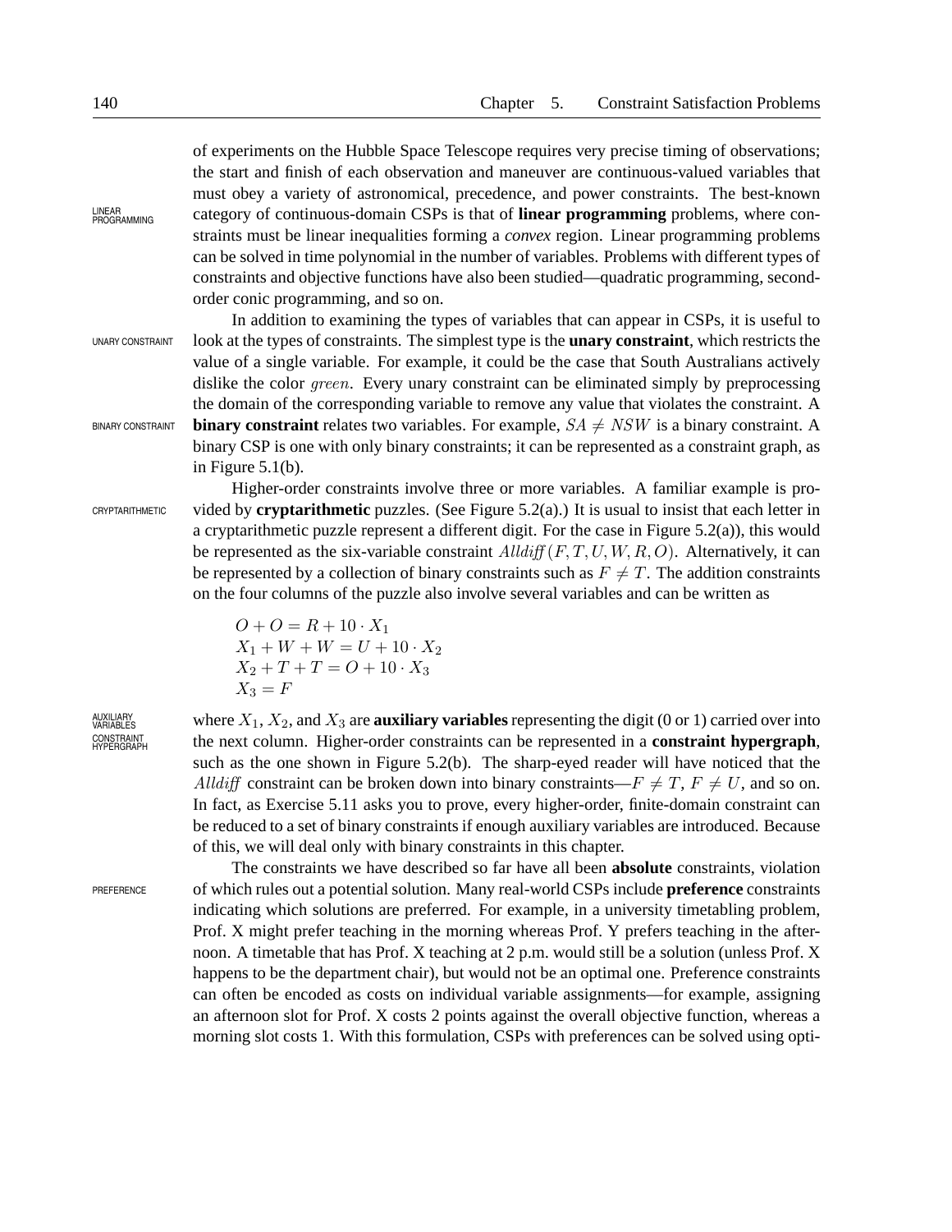of experiments on the Hubble Space Telescope requires very precise timing of observations; the start and finish of each observation and maneuver are continuous-valued variables that must obey a variety of astronomical, precedence, and power constraints. The best-known category of continuous-domain CSPs is that of **linear programming** problems, where constraints must be linear inequalities forming a *convex* region. Linear programming problems can be solved in time polynomial in the number of variables. Problems with different types of constraints and objective functions have also been studied—quadratic programming, second-order conic programming, and so on.

In addition to examining the types of variables that can appear in CSPs, it is useful to look at the types of constraints. The simplest type is the **unary constraint**, which restricts the value of a single variable. For example, it could be the case that South Australians actively dislike the color $green$. Every unary constraint can be eliminated simply by preprocessing the domain of the corresponding variable to remove any value that violates the constraint. A **binary constraint** relates two variables. For example, $SA \neq NSW$ is a binary constraint. A binary CSP is one with only binary constraints; it can be represented as a constraint graph, as in Figure 5.1(b).

Higher-order constraints involve three or more variables. A familiar example is provided by **cryptarithmetic** puzzles. (See Figure 5.2(a).) It is usual to insist that each letter in a cryptarithmetic puzzle represent a different digit. For the case in Figure 5.2(a)), this would be represented as the six-variable constraint $Alldiff(F, T, U, W, R, O)$. Alternatively, it can be represented by a collection of binary constraints such as $F \neq T$. The addition constraints on the four columns of the puzzle also involve several variables and can be written as

$$
\begin{aligned}
&O + O = R + 10 \cdot X_1 \\
&X_1 + W + W = U + 10 \cdot X_2 \\
&X_2 + T + T = O + 10 \cdot X_3 \\
&X_3 = F
\end{aligned}
$$

where $X_1$, $X_2$, and $X_3$ are **auxiliary variables** representing the digit (0 or 1) carried over into the next column. Higher-order constraints can be represented in a **constraint hypergraph**, such as the one shown in Figure 5.2(b). The sharp-eyed reader will have noticed that the $Alldiff$ constraint can be broken down into binary constraints—$F \neq T$, $F \neq U$, and so on. In fact, as Exercise 5.11 asks you to prove, every higher-order, finite-domain constraint can be reduced to a set of binary constraints if enough auxiliary variables are introduced. Because of this, we will deal only with binary constraints in this chapter.

The constraints we have described so far have all been **absolute** constraints, violation of which rules out a potential solution. Many real-world CSPs include **preference** constraints indicating which solutions are preferred. For example, in a university timetabling problem, Prof. X might prefer teaching in the morning whereas Prof. Y prefers teaching in the afternoon. A timetable that has Prof. X teaching at 2 p.m. would still be a solution (unless Prof. X happens to be the department chair), but would not be an optimal one. Preference constraints can often be encoded as costs on individual variable assignments—for example, assigning an afternoon slot for Prof. X costs 2 points against the overall objective function, whereas a morning slot costs 1. With this formulation, CSPs with preferences can be solved using opti-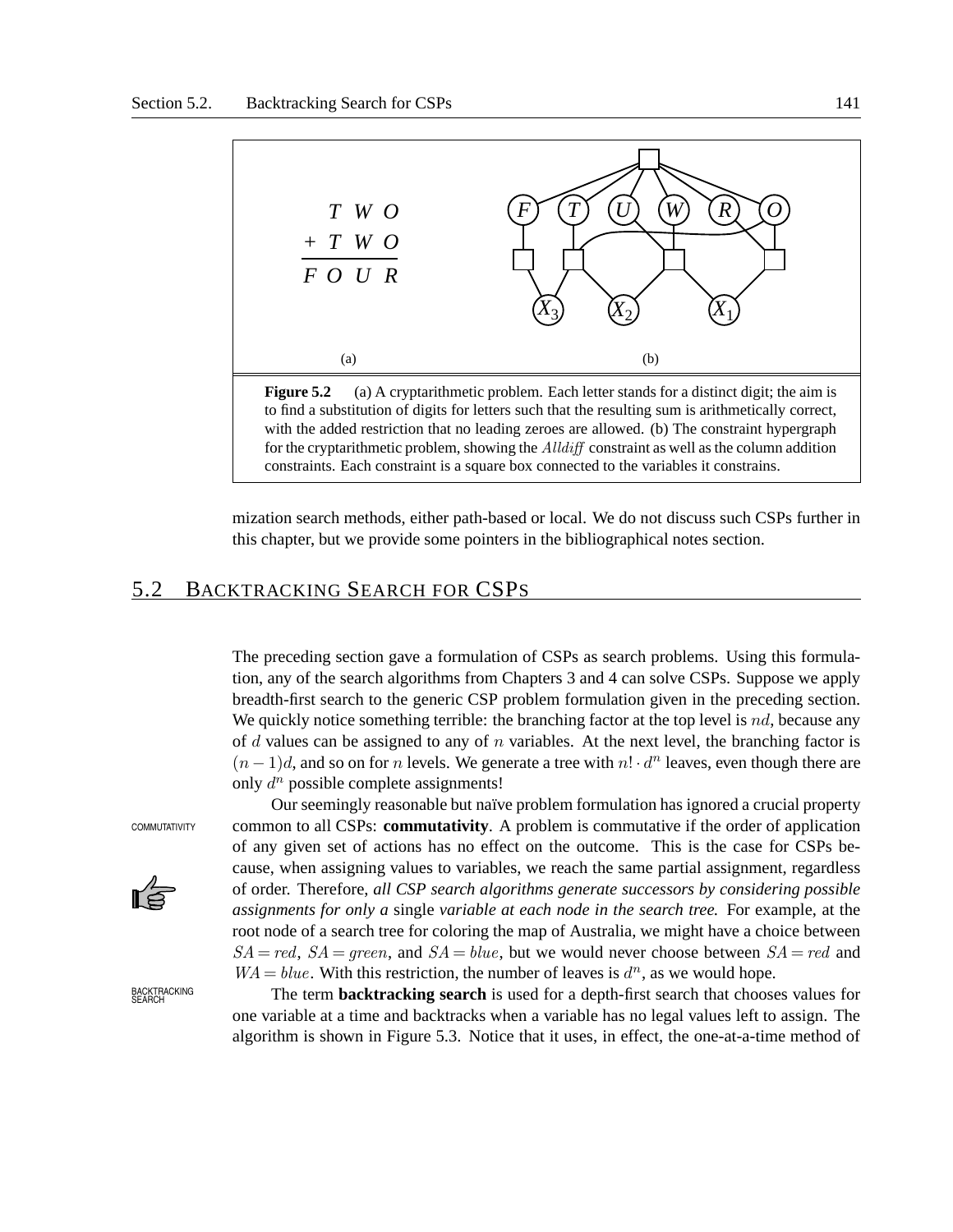T W O
\+ T W O
F O U R

(a)

F T U W R O
$X_3$ $X_2$ $X_1$

(b)

**Figure 5.2** (a) A cryptarithmetic problem. Each letter stands for a distinct digit; the aim is to find a substitution of digits for letters such that the resulting sum is arithmetically correct, with the added restriction that no leading zeroes are allowed. (b) The constraint hypergraph for the cryptarithmetic problem, showing the *Alldiff* constraint as well as the column addition constraints. Each constraint is a square box connected to the variables it constrains.

mization search methods, either path-based or local. We do not discuss such CSPs further in this chapter, but we provide some pointers in the bibliographical notes section.

## 5.2 BACKTRACKING SEARCH FOR CSPS

The preceding section gave a formulation of CSPs as search problems. Using this formulation, any of the search algorithms from Chapters 3 and 4 can solve CSPs. Suppose we apply breadth-first search to the generic CSP problem formulation given in the preceding section. We quickly notice something terrible: the branching factor at the top level is $nd$, because any of $d$ values can be assigned to any of $n$ variables. At the next level, the branching factor is $(n-1)d$, and so on for $n$ levels. We generate a tree with $n! \cdot d^n$ leaves, even though there are only $d^n$ possible complete assignments!

COMMUTATIVITY

Our seemingly reasonable but naïve problem formulation has ignored a crucial property common to all CSPs: **commutativity**. A problem is commutative if the order of application of any given set of actions has no effect on the outcome. This is the case for CSPs because, when assigning values to variables, we reach the same partial assignment, regardless of order. Therefore, *all CSP search algorithms generate successors by considering possible assignments for only a* single *variable at each node in the search tree.* For example, at the root node of a search tree for coloring the map of Australia, we might have a choice between $SA = red$, $SA = green$, and $SA = blue$, but we would never choose between $SA = red$ and $WA = blue$. With this restriction, the number of leaves is $d^n$, as we would hope.

BACKTRACKING SEARCH

The term **backtracking search** is used for a depth-first search that chooses values for one variable at a time and backtracks when a variable has no legal values left to assign. The algorithm is shown in Figure 5.3. Notice that it uses, in effect, the one-at-a-time method of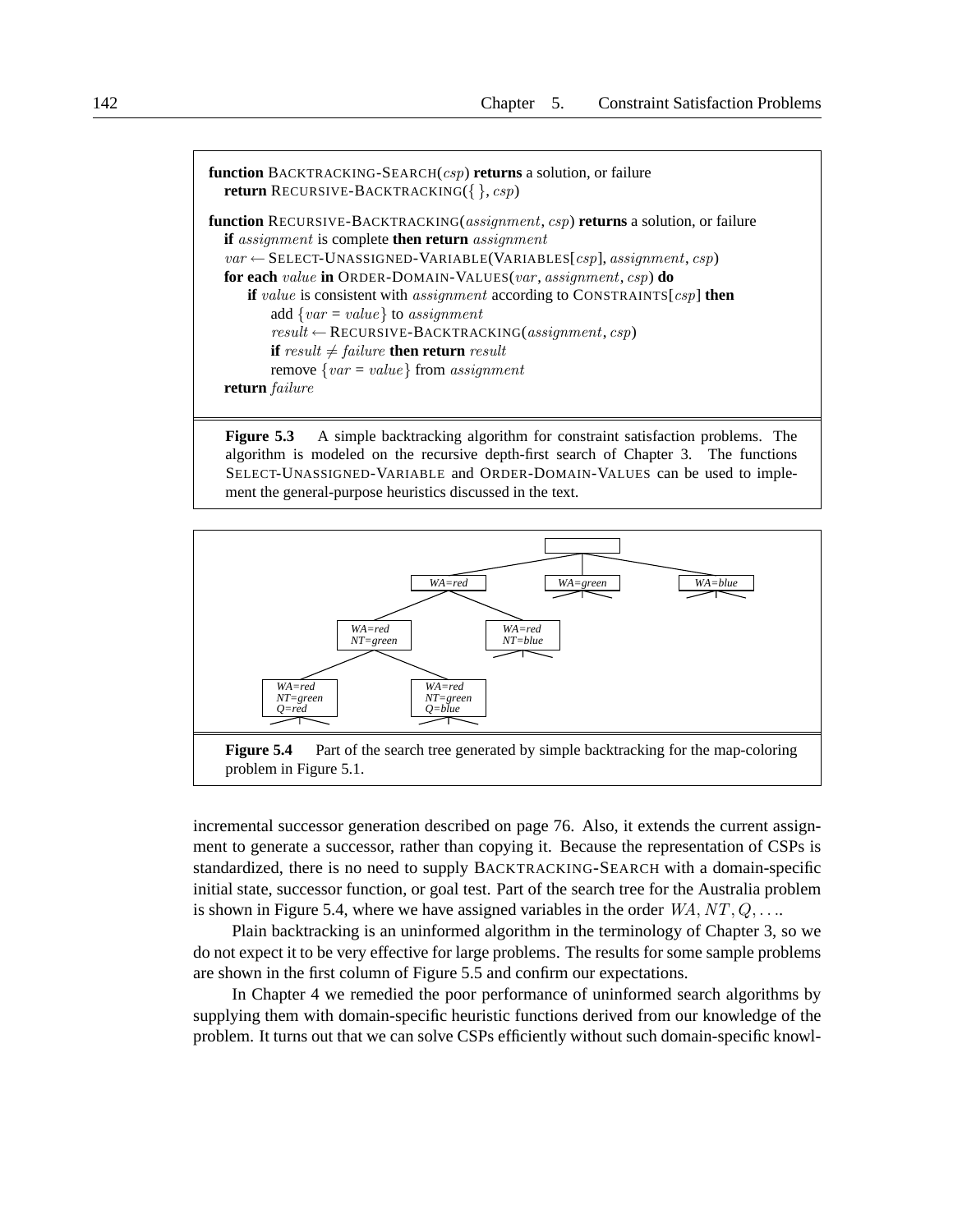```
function BACKTRACKING-SEARCH(csp) returns a solution, or failure
  return RECURSIVE-BACKTRACKING({ }, csp)

function RECURSIVE-BACKTRACKING(assignment, csp) returns a solution, or failure
  if assignment is complete then return assignment
  var ← SELECT-UNASSIGNED-VARIABLE(VARIABLES[csp], assignment, csp)
  for each value in ORDER-DOMAIN-VALUES(var, assignment, csp) do
      if value is consistent with assignment according to CONSTRAINTS[csp] then
          add {var = value} to assignment
          result ← RECURSIVE-BACKTRACKING(assignment, csp)
          if result ≠ failure then return result
          remove {var = value} from assignment
  return failure
```

**Figure 5.3** A simple backtracking algorithm for constraint satisfaction problems. The algorithm is modeled on the recursive depth-first search of Chapter 3. The functions SELECT-UNASSIGNED-VARIABLE and ORDER-DOMAIN-VALUES can be used to implement the general-purpose heuristics discussed in the text.

**Figure 5.4** Part of the search tree generated by simple backtracking for the map-coloring problem in Figure 5.1.

incremental successor generation described on page 76. Also, it extends the current assignment to generate a successor, rather than copying it. Because the representation of CSPs is standardized, there is no need to supply BACKTRACKING-SEARCH with a domain-specific initial state, successor function, or goal test. Part of the search tree for the Australia problem is shown in Figure 5.4, where we have assigned variables in the order $WA, NT, Q, \ldots$.

Plain backtracking is an uninformed algorithm in the terminology of Chapter 3, so we do not expect it to be very effective for large problems. The results for some sample problems are shown in the first column of Figure 5.5 and confirm our expectations.

In Chapter 4 we remedied the poor performance of uninformed search algorithms by supplying them with domain-specific heuristic functions derived from our knowledge of the problem. It turns out that we can solve CSPs efficiently without such domain-specific knowl-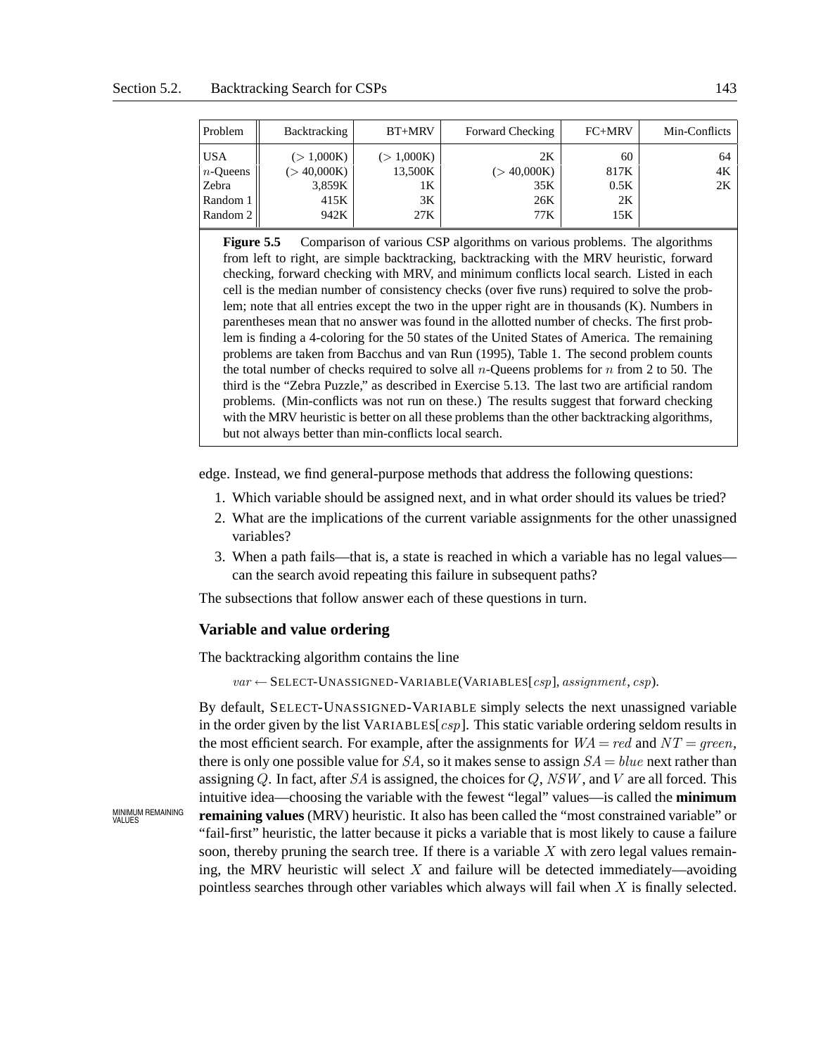| Problem | Backtracking | BT+MRV | Forward Checking | FC+MRV | Min-Conflicts |
|---|---|---|---|---|---|
| USA | $(> 1{,}000\text{K})$ | $(> 1{,}000\text{K})$ | 2K | 60 | 64 |
| $n$-Queens | $(> 40{,}000\text{K})$ | 13,500K | $(> 40{,}000\text{K})$ | 817K | 4K |
| Zebra | 3,859K | 1K | 35K | 0.5K | 2K |
| Random 1 | 415K | 3K | 26K | 2K | |
| Random 2 | 942K | 27K | 77K | 15K | |

**Figure 5.5** Comparison of various CSP algorithms on various problems. The algorithms from left to right, are simple backtracking, backtracking with the MRV heuristic, forward checking, forward checking with MRV, and minimum conflicts local search. Listed in each cell is the median number of consistency checks (over five runs) required to solve the problem; note that all entries except the two in the upper right are in thousands (K). Numbers in parentheses mean that no answer was found in the allotted number of checks. The first problem is finding a 4-coloring for the 50 states of the United States of America. The remaining problems are taken from Bacchus and van Run (1995), Table 1. The second problem counts the total number of checks required to solve all $n$-Queens problems for $n$ from 2 to 50. The third is the "Zebra Puzzle," as described in Exercise 5.13. The last two are artificial random problems. (Min-conflicts was not run on these.) The results suggest that forward checking with the MRV heuristic is better on all these problems than the other backtracking algorithms, but not always better than min-conflicts local search.

edge. Instead, we find general-purpose methods that address the following questions:

1. Which variable should be assigned next, and in what order should its values be tried?
2. What are the implications of the current variable assignments for the other unassigned variables?
3. When a path fails—that is, a state is reached in which a variable has no legal values—can the search avoid repeating this failure in subsequent paths?

The subsections that follow answer each of these questions in turn.

### Variable and value ordering

The backtracking algorithm contains the line

$var \leftarrow$ SELECT-UNASSIGNED-VARIABLE(VARIABLES[$csp$], $assignment$, $csp$).

By default, SELECT-UNASSIGNED-VARIABLE simply selects the next unassigned variable in the order given by the list VARIABLES[$csp$]. This static variable ordering seldom results in the most efficient search. For example, after the assignments for $WA = red$ and $NT = green$, there is only one possible value for $SA$, so it makes sense to assign $SA = blue$ next rather than assigning $Q$. In fact, after $SA$ is assigned, the choices for $Q$, $NSW$, and $V$ are all forced. This intuitive idea—choosing the variable with the fewest "legal" values—is called the **minimum remaining values** (MRV) heuristic. It also has been called the "most constrained variable" or "fail-first" heuristic, the latter because it picks a variable that is most likely to cause a failure soon, thereby pruning the search tree. If there is a variable $X$ with zero legal values remaining, the MRV heuristic will select $X$ and failure will be detected immediately—avoiding pointless searches through other variables which always will fail when $X$ is finally selected.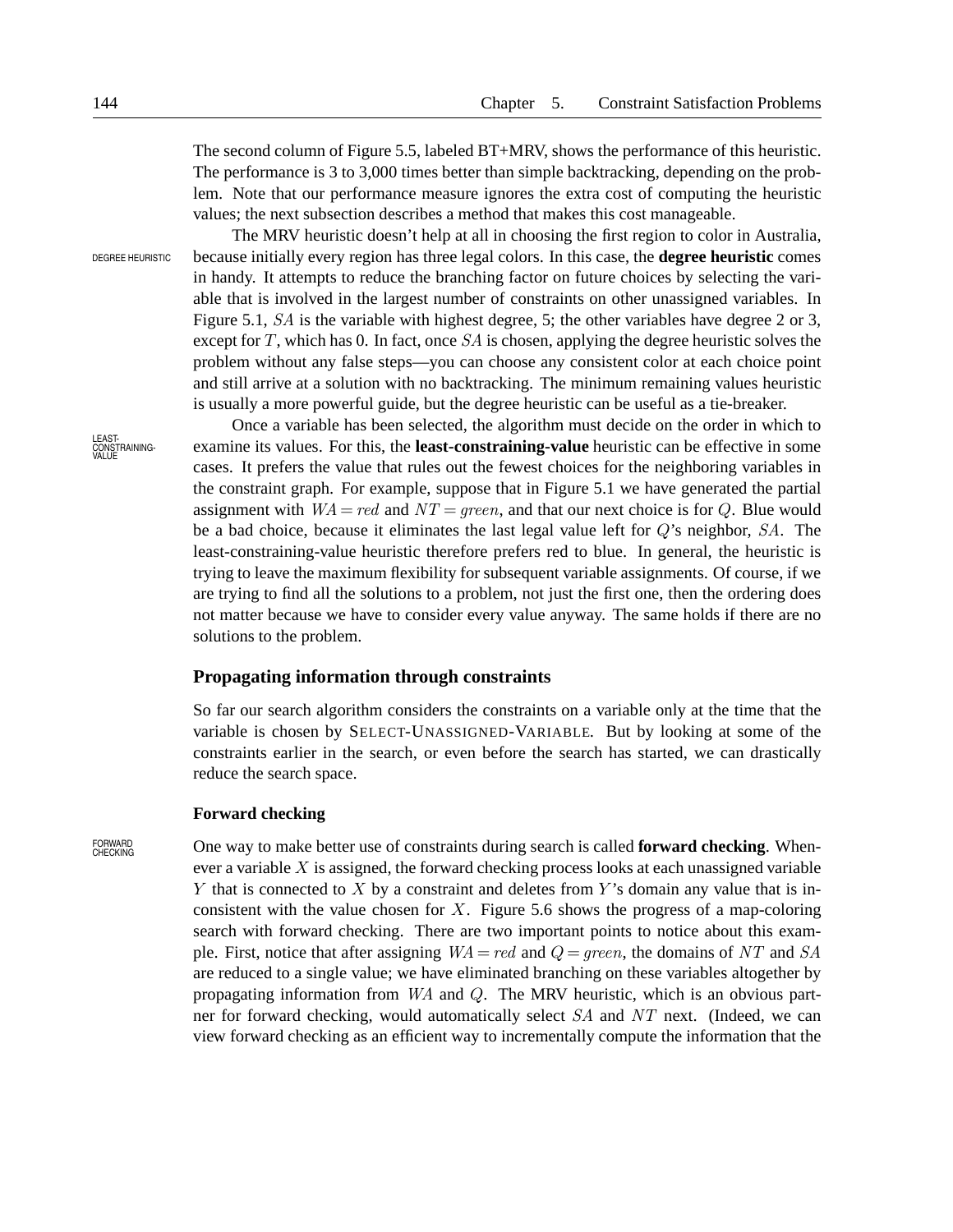The second column of Figure 5.5, labeled BT+MRV, shows the performance of this heuristic. The performance is 3 to 3,000 times better than simple backtracking, depending on the problem. Note that our performance measure ignores the extra cost of computing the heuristic values; the next subsection describes a method that makes this cost manageable.

The MRV heuristic doesn't help at all in choosing the first region to color in Australia, because initially every region has three legal colors. In this case, the **degree heuristic** comes in handy. It attempts to reduce the branching factor on future choices by selecting the variable that is involved in the largest number of constraints on other unassigned variables. In Figure 5.1, $SA$ is the variable with highest degree, 5; the other variables have degree 2 or 3, except for $T$, which has 0. In fact, once $SA$ is chosen, applying the degree heuristic solves the problem without any false steps—you can choose any consistent color at each choice point and still arrive at a solution with no backtracking. The minimum remaining values heuristic is usually a more powerful guide, but the degree heuristic can be useful as a tie-breaker.

Once a variable has been selected, the algorithm must decide on the order in which to examine its values. For this, the **least-constraining-value** heuristic can be effective in some cases. It prefers the value that rules out the fewest choices for the neighboring variables in the constraint graph. For example, suppose that in Figure 5.1 we have generated the partial assignment with $WA = red$ and $NT = green$, and that our next choice is for $Q$. Blue would be a bad choice, because it eliminates the last legal value left for $Q$'s neighbor, $SA$. The least-constraining-value heuristic therefore prefers red to blue. In general, the heuristic is trying to leave the maximum flexibility for subsequent variable assignments. Of course, if we are trying to find all the solutions to a problem, not just the first one, then the ordering does not matter because we have to consider every value anyway. The same holds if there are no solutions to the problem.

### Propagating information through constraints

So far our search algorithm considers the constraints on a variable only at the time that the variable is chosen by SELECT-UNASSIGNED-VARIABLE. But by looking at some of the constraints earlier in the search, or even before the search has started, we can drastically reduce the search space.

#### Forward checking

One way to make better use of constraints during search is called **forward checking**. Whenever a variable $X$ is assigned, the forward checking process looks at each unassigned variable $Y$ that is connected to $X$ by a constraint and deletes from $Y$'s domain any value that is inconsistent with the value chosen for $X$. Figure 5.6 shows the progress of a map-coloring search with forward checking. There are two important points to notice about this example. First, notice that after assigning $WA = red$ and $Q = green$, the domains of $NT$ and $SA$ are reduced to a single value; we have eliminated branching on these variables altogether by propagating information from $WA$ and $Q$. The MRV heuristic, which is an obvious partner for forward checking, would automatically select $SA$ and $NT$ next. (Indeed, we can view forward checking as an efficient way to incrementally compute the information that the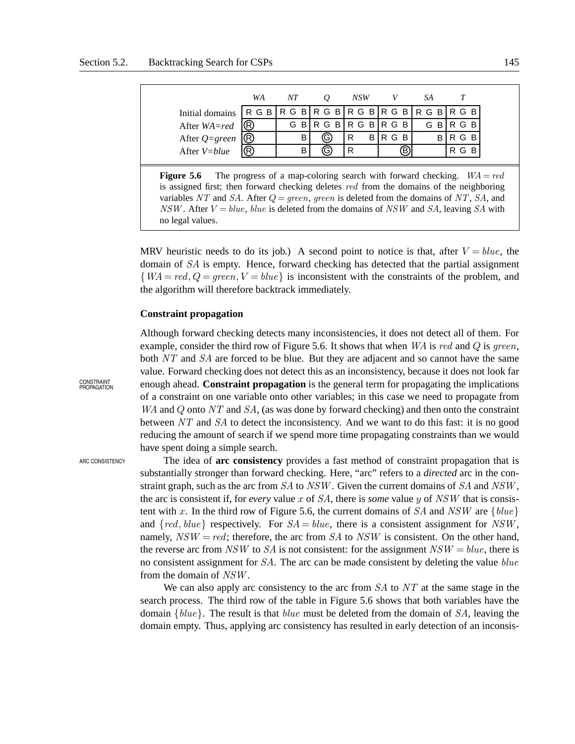|  | *WA* | *NT* | *Q* | *NSW* | *V* | *SA* | *T* |
|---|---|---|---|---|---|---|---|
| Initial domains | R G B | R G B | R G B | R G B | R G B | R G B | R G B |
| After *WA=red* | Ⓡ | G B | R G B | R G B | R G B | G B | R G B |
| After *Q=green* | Ⓡ | B | Ⓖ | R B | R G B | B | R G B |
| After *V=blue* | Ⓡ | B | Ⓖ | R | Ⓑ |  | R G B |

**Figure 5.6** The progress of a map-coloring search with forward checking. $WA = red$ is assigned first; then forward checking deletes $red$ from the domains of the neighboring variables $NT$ and $SA$. After $Q = green$, $green$ is deleted from the domains of $NT$, $SA$, and $NSW$. After $V = blue$, $blue$ is deleted from the domains of $NSW$ and $SA$, leaving $SA$ with no legal values.

MRV heuristic needs to do its job.) A second point to notice is that, after $V = blue$, the domain of $SA$ is empty. Hence, forward checking has detected that the partial assignment $\{WA = red, Q = green, V = blue\}$ is inconsistent with the constraints of the problem, and the algorithm will therefore backtrack immediately.

### Constraint propagation

Although forward checking detects many inconsistencies, it does not detect all of them. For example, consider the third row of Figure 5.6. It shows that when $WA$ is $red$ and $Q$ is $green$, both $NT$ and $SA$ are forced to be blue. But they are adjacent and so cannot have the same value. Forward checking does not detect this as an inconsistency, because it does not look far enough ahead. **Constraint propagation** is the general term for propagating the implications of a constraint on one variable onto other variables; in this case we need to propagate from $WA$ and $Q$ onto $NT$ and $SA$, (as was done by forward checking) and then onto the constraint between $NT$ and $SA$ to detect the inconsistency. And we want to do this fast: it is no good reducing the amount of search if we spend more time propagating constraints than we would have spent doing a simple search.

The idea of **arc consistency** provides a fast method of constraint propagation that is substantially stronger than forward checking. Here, "arc" refers to a *directed* arc in the constraint graph, such as the arc from $SA$ to $NSW$. Given the current domains of $SA$ and $NSW$, the arc is consistent if, for *every* value $x$ of $SA$, there is *some* value $y$ of $NSW$ that is consistent with $x$. In the third row of Figure 5.6, the current domains of $SA$ and $NSW$ are $\{blue\}$ and $\{red, blue\}$ respectively. For $SA = blue$, there is a consistent assignment for $NSW$, namely, $NSW = red$; therefore, the arc from $SA$ to $NSW$ is consistent. On the other hand, the reverse arc from $NSW$ to $SA$ is not consistent: for the assignment $NSW = blue$, there is no consistent assignment for $SA$. The arc can be made consistent by deleting the value $blue$ from the domain of $NSW$.

We can also apply arc consistency to the arc from $SA$ to $NT$ at the same stage in the search process. The third row of the table in Figure 5.6 shows that both variables have the domain $\{blue\}$. The result is that $blue$ must be deleted from the domain of $SA$, leaving the domain empty. Thus, applying arc consistency has resulted in early detection of an inconsis-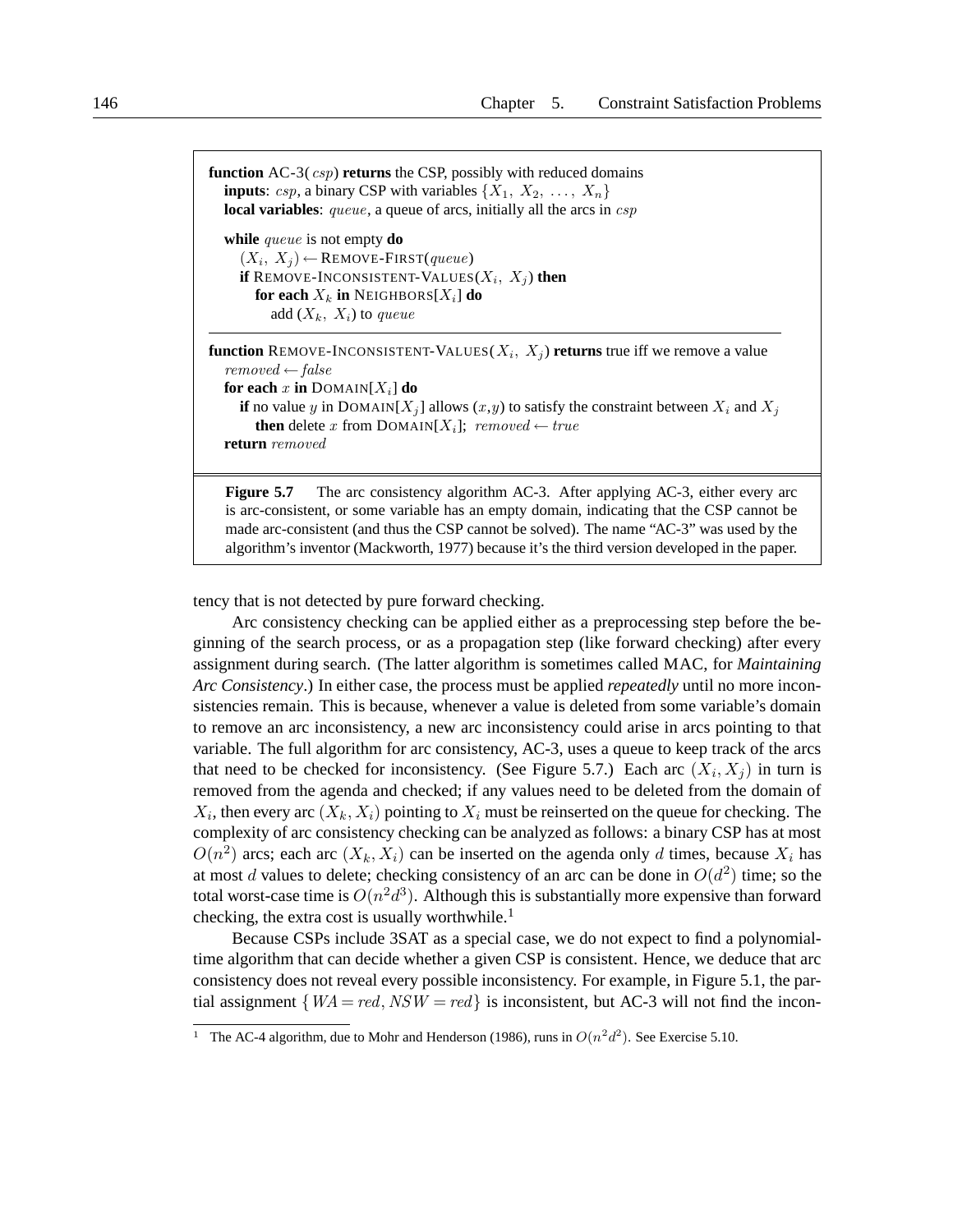```
function AC-3(csp) returns the CSP, possibly with reduced domains
   inputs: csp, a binary CSP with variables {X1, X2, ..., Xn}
   local variables: queue, a queue of arcs, initially all the arcs in csp

   while queue is not empty do
      (Xi, Xj) ← REMOVE-FIRST(queue)
      if REMOVE-INCONSISTENT-VALUES(Xi, Xj) then
         for each Xk in NEIGHBORS[Xi] do
            add (Xk, Xi) to queue

function REMOVE-INCONSISTENT-VALUES(Xi, Xj) returns true iff we remove a value
   removed ← false
   for each x in DOMAIN[Xi] do
      if no value y in DOMAIN[Xj] allows (x,y) to satisfy the constraint between Xi and Xj
         then delete x from DOMAIN[Xi]; removed ← true
   return removed
```

**Figure 5.7** The arc consistency algorithm AC-3. After applying AC-3, either every arc is arc-consistent, or some variable has an empty domain, indicating that the CSP cannot be made arc-consistent (and thus the CSP cannot be solved). The name "AC-3" was used by the algorithm's inventor (Mackworth, 1977) because it's the third version developed in the paper.

tency that is not detected by pure forward checking.

Arc consistency checking can be applied either as a preprocessing step before the beginning of the search process, or as a propagation step (like forward checking) after every assignment during search. (The latter algorithm is sometimes called MAC, for *Maintaining Arc Consistency*.) In either case, the process must be applied *repeatedly* until no more inconsistencies remain. This is because, whenever a value is deleted from some variable's domain to remove an arc inconsistency, a new arc inconsistency could arise in arcs pointing to that variable. The full algorithm for arc consistency, AC-3, uses a queue to keep track of the arcs that need to be checked for inconsistency. (See Figure 5.7.) Each arc $(X_i, X_j)$ in turn is removed from the agenda and checked; if any values need to be deleted from the domain of $X_i$, then every arc $(X_k, X_i)$ pointing to $X_i$ must be reinserted on the queue for checking. The complexity of arc consistency checking can be analyzed as follows: a binary CSP has at most $O(n^2)$ arcs; each arc $(X_k, X_i)$ can be inserted on the agenda only $d$ times, because $X_i$ has at most $d$ values to delete; checking consistency of an arc can be done in $O(d^2)$ time; so the total worst-case time is $O(n^2d^3)$. Although this is substantially more expensive than forward checking, the extra cost is usually worthwhile.[1]

Because CSPs include 3SAT as a special case, we do not expect to find a polynomial-time algorithm that can decide whether a given CSP is consistent. Hence, we deduce that arc consistency does not reveal every possible inconsistency. For example, in Figure 5.1, the partial assignment $\{WA = red, NSW = red\}$ is inconsistent, but AC-3 will not find the incon-

[1] The AC-4 algorithm, due to Mohr and Henderson (1986), runs in $O(n^2d^2)$. See Exercise 5.10.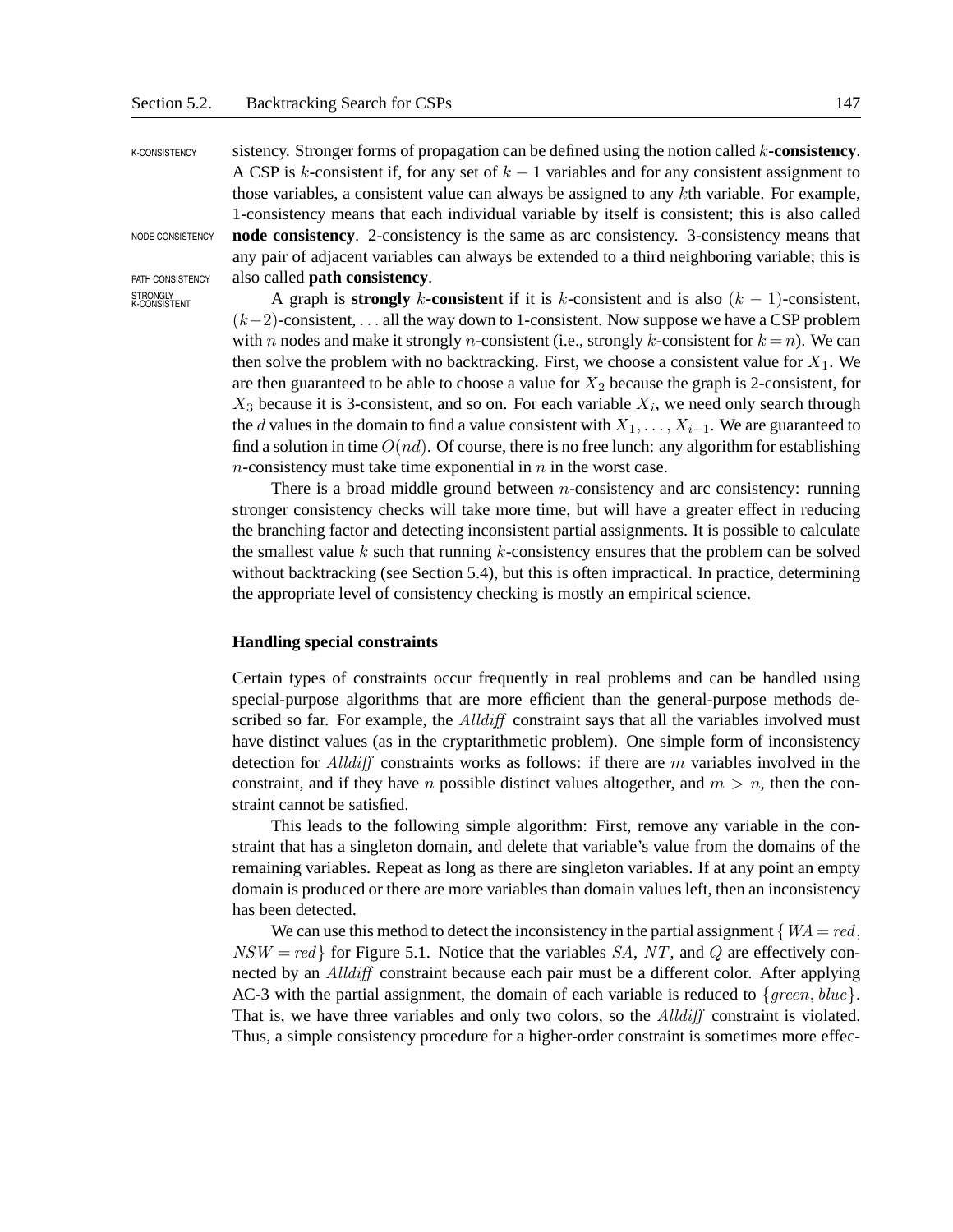sistency. Stronger forms of propagation can be defined using the notion called $k$**-consistency**. A CSP is $k$-consistent if, for any set of $k - 1$ variables and for any consistent assignment to those variables, a consistent value can always be assigned to any $k$th variable. For example, 1-consistency means that each individual variable by itself is consistent; this is also called **node consistency**. 2-consistency is the same as arc consistency. 3-consistency means that any pair of adjacent variables can always be extended to a third neighboring variable; this is also called **path consistency**.

A graph is **strongly** $k$**-consistent** if it is $k$-consistent and is also $(k - 1)$-consistent, $(k-2)$-consistent, ... all the way down to 1-consistent. Now suppose we have a CSP problem with $n$ nodes and make it strongly $n$-consistent (i.e., strongly $k$-consistent for $k = n$). We can then solve the problem with no backtracking. First, we choose a consistent value for $X_1$. We are then guaranteed to be able to choose a value for $X_2$ because the graph is 2-consistent, for $X_3$ because it is 3-consistent, and so on. For each variable $X_i$, we need only search through the $d$ values in the domain to find a value consistent with $X_1, \ldots, X_{i-1}$. We are guaranteed to find a solution in time $O(nd)$. Of course, there is no free lunch: any algorithm for establishing $n$-consistency must take time exponential in $n$ in the worst case.

There is a broad middle ground between $n$-consistency and arc consistency: running stronger consistency checks will take more time, but will have a greater effect in reducing the branching factor and detecting inconsistent partial assignments. It is possible to calculate the smallest value $k$ such that running $k$-consistency ensures that the problem can be solved without backtracking (see Section 5.4), but this is often impractical. In practice, determining the appropriate level of consistency checking is mostly an empirical science.

### Handling special constraints

Certain types of constraints occur frequently in real problems and can be handled using special-purpose algorithms that are more efficient than the general-purpose methods described so far. For example, the *Alldiff* constraint says that all the variables involved must have distinct values (as in the cryptarithmetic problem). One simple form of inconsistency detection for *Alldiff* constraints works as follows: if there are $m$ variables involved in the constraint, and if they have $n$ possible distinct values altogether, and $m > n$, then the constraint cannot be satisfied.

This leads to the following simple algorithm: First, remove any variable in the constraint that has a singleton domain, and delete that variable's value from the domains of the remaining variables. Repeat as long as there are singleton variables. If at any point an empty domain is produced or there are more variables than domain values left, then an inconsistency has been detected.

We can use this method to detect the inconsistency in the partial assignment $\{WA = red, NSW = red\}$ for Figure 5.1. Notice that the variables $SA$, $NT$, and $Q$ are effectively connected by an *Alldiff* constraint because each pair must be a different color. After applying AC-3 with the partial assignment, the domain of each variable is reduced to $\{green, blue\}$. That is, we have three variables and only two colors, so the *Alldiff* constraint is violated. Thus, a simple consistency procedure for a higher-order constraint is sometimes more effec-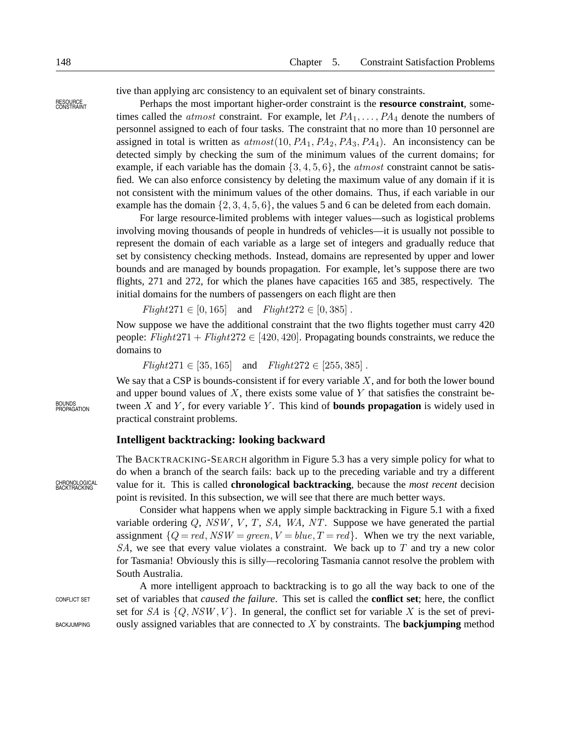tive than applying arc consistency to an equivalent set of binary constraints.

RESOURCE CONSTRAINT

Perhaps the most important higher-order constraint is the **resource constraint**, sometimes called the $atmost$ constraint. For example, let $PA_1, \ldots, PA_4$ denote the numbers of personnel assigned to each of four tasks. The constraint that no more than 10 personnel are assigned in total is written as $atmost(10, PA_1, PA_2, PA_3, PA_4)$. An inconsistency can be detected simply by checking the sum of the minimum values of the current domains; for example, if each variable has the domain $\{3, 4, 5, 6\}$, the $atmost$ constraint cannot be satisfied. We can also enforce consistency by deleting the maximum value of any domain if it is not consistent with the minimum values of the other domains. Thus, if each variable in our example has the domain $\{2, 3, 4, 5, 6\}$, the values 5 and 6 can be deleted from each domain.

For large resource-limited problems with integer values—such as logistical problems involving moving thousands of people in hundreds of vehicles—it is usually not possible to represent the domain of each variable as a large set of integers and gradually reduce that set by consistency checking methods. Instead, domains are represented by upper and lower bounds and are managed by bounds propagation. For example, let's suppose there are two flights, 271 and 272, for which the planes have capacities 165 and 385, respectively. The initial domains for the numbers of passengers on each flight are then

$$Flight271 \in [0, 165] \quad \text{and} \quad Flight272 \in [0, 385] \,.$$

Now suppose we have the additional constraint that the two flights together must carry 420 people: $Flight271 + Flight272 \in [420, 420]$. Propagating bounds constraints, we reduce the domains to

$$Flight271 \in [35, 165] \quad \text{and} \quad Flight272 \in [255, 385] \,.$$

BOUNDS PROPAGATION

We say that a CSP is bounds-consistent if for every variable $X$, and for both the lower bound and upper bound values of $X$, there exists some value of $Y$ that satisfies the constraint between $X$ and $Y$, for every variable $Y$. This kind of **bounds propagation** is widely used in practical constraint problems.

### Intelligent backtracking: looking backward

CHRONOLOGICAL BACKTRACKING

The BACKTRACKING-SEARCH algorithm in Figure 5.3 has a very simple policy for what to do when a branch of the search fails: back up to the preceding variable and try a different value for it. This is called **chronological backtracking**, because the *most recent* decision point is revisited. In this subsection, we will see that there are much better ways.

Consider what happens when we apply simple backtracking in Figure 5.1 with a fixed variable ordering $Q$, $NSW$, $V$, $T$, $SA$, $WA$, $NT$. Suppose we have generated the partial assignment $\{Q = red, NSW = green, V = blue, T = red\}$. When we try the next variable, $SA$, we see that every value violates a constraint. We back up to $T$ and try a new color for Tasmania! Obviously this is silly—recoloring Tasmania cannot resolve the problem with South Australia.

CONFLICT SET

BACKJUMPING

A more intelligent approach to backtracking is to go all the way back to one of the set of variables that *caused the failure*. This set is called the **conflict set**; here, the conflict set for $SA$ is $\{Q, NSW, V\}$. In general, the conflict set for variable $X$ is the set of previously assigned variables that are connected to $X$ by constraints. The **backjumping** method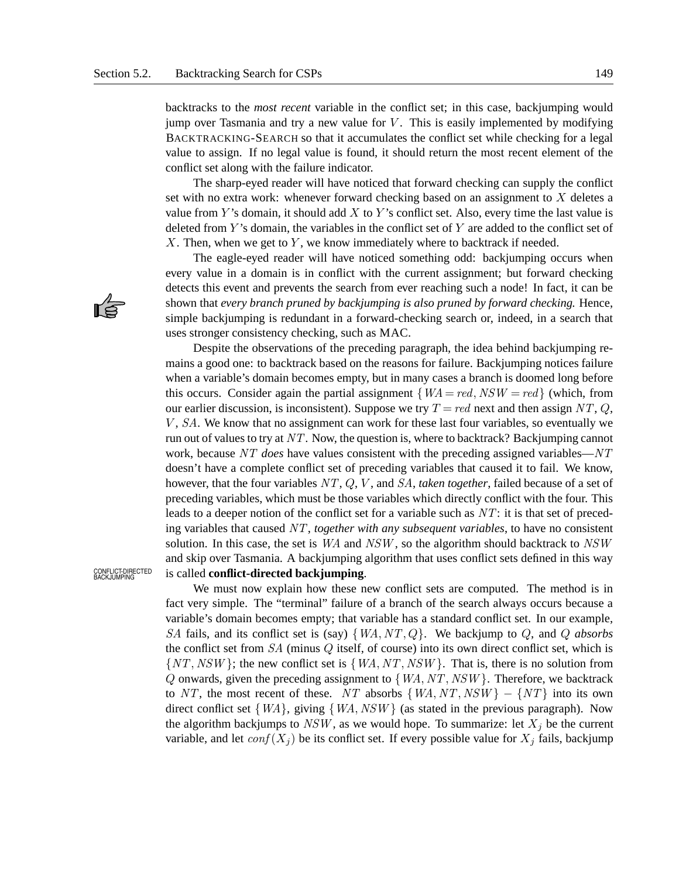backtracks to the *most recent* variable in the conflict set; in this case, backjumping would jump over Tasmania and try a new value for $V$. This is easily implemented by modifying BACKTRACKING-SEARCH so that it accumulates the conflict set while checking for a legal value to assign. If no legal value is found, it should return the most recent element of the conflict set along with the failure indicator.

The sharp-eyed reader will have noticed that forward checking can supply the conflict set with no extra work: whenever forward checking based on an assignment to $X$ deletes a value from $Y$'s domain, it should add $X$ to $Y$'s conflict set. Also, every time the last value is deleted from $Y$'s domain, the variables in the conflict set of $Y$ are added to the conflict set of $X$. Then, when we get to $Y$, we know immediately where to backtrack if needed.

The eagle-eyed reader will have noticed something odd: backjumping occurs when every value in a domain is in conflict with the current assignment; but forward checking detects this event and prevents the search from ever reaching such a node! In fact, it can be shown that *every branch pruned by backjumping is also pruned by forward checking.* Hence, simple backjumping is redundant in a forward-checking search or, indeed, in a search that uses stronger consistency checking, such as MAC.

Despite the observations of the preceding paragraph, the idea behind backjumping remains a good one: to backtrack based on the reasons for failure. Backjumping notices failure when a variable's domain becomes empty, but in many cases a branch is doomed long before this occurs. Consider again the partial assignment $\{WA = red, NSW = red\}$ (which, from our earlier discussion, is inconsistent). Suppose we try $T = red$ next and then assign $NT$, $Q$, $V$, $SA$. We know that no assignment can work for these last four variables, so eventually we run out of values to try at $NT$. Now, the question is, where to backtrack? Backjumping cannot work, because $NT$ *does* have values consistent with the preceding assigned variables—$NT$ doesn't have a complete conflict set of preceding variables that caused it to fail. We know, however, that the four variables $NT$, $Q$, $V$, and $SA$, *taken together*, failed because of a set of preceding variables, which must be those variables which directly conflict with the four. This leads to a deeper notion of the conflict set for a variable such as $NT$: it is that set of preceding variables that caused $NT$, *together with any subsequent variables*, to have no consistent solution. In this case, the set is $WA$ and $NSW$, so the algorithm should backtrack to $NSW$ and skip over Tasmania. A backjumping algorithm that uses conflict sets defined in this way is called **conflict-directed backjumping**.

CONFLICT-DIRECTED BACKJUMPING

We must now explain how these new conflict sets are computed. The method is in fact very simple. The "terminal" failure of a branch of the search always occurs because a variable's domain becomes empty; that variable has a standard conflict set. In our example, $SA$ fails, and its conflict set is (say) $\{WA, NT, Q\}$. We backjump to $Q$, and $Q$ *absorbs* the conflict set from $SA$ (minus $Q$ itself, of course) into its own direct conflict set, which is $\{NT, NSW\}$; the new conflict set is $\{WA, NT, NSW\}$. That is, there is no solution from $Q$ onwards, given the preceding assignment to $\{WA, NT, NSW\}$. Therefore, we backtrack to $NT$, the most recent of these. $NT$ absorbs $\{WA, NT, NSW\} - \{NT\}$ into its own direct conflict set $\{WA\}$, giving $\{WA, NSW\}$ (as stated in the previous paragraph). Now the algorithm backjumps to $NSW$, as we would hope. To summarize: let $X_j$ be the current variable, and let $conf(X_j)$ be its conflict set. If every possible value for $X_j$ fails, backjump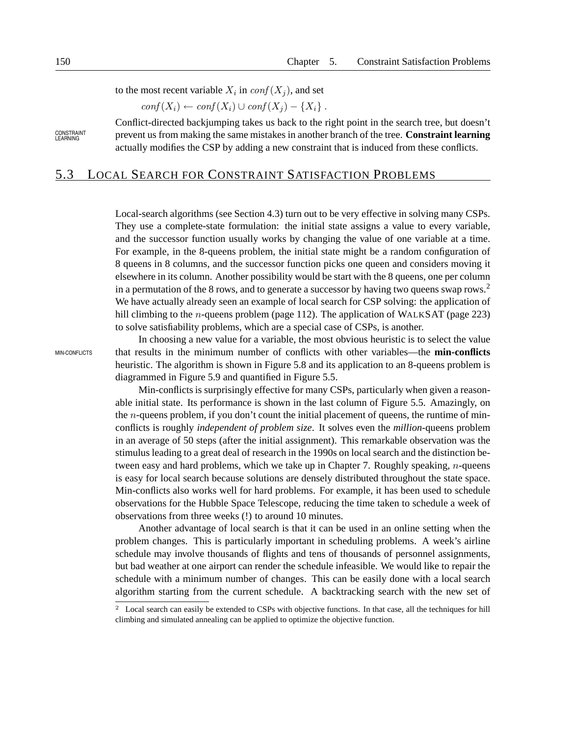to the most recent variable $X_i$ in $conf(X_j)$, and set

$$conf(X_i) \leftarrow conf(X_i) \cup conf(X_j) - \{X_i\}\ .$$

Conflict-directed backjumping takes us back to the right point in the search tree, but doesn't prevent us from making the same mistakes in another branch of the tree. **Constraint learning** actually modifies the CSP by adding a new constraint that is induced from these conflicts.

## 5.3 LOCAL SEARCH FOR CONSTRAINT SATISFACTION PROBLEMS

Local-search algorithms (see Section 4.3) turn out to be very effective in solving many CSPs. They use a complete-state formulation: the initial state assigns a value to every variable, and the successor function usually works by changing the value of one variable at a time. For example, in the 8-queens problem, the initial state might be a random configuration of 8 queens in 8 columns, and the successor function picks one queen and considers moving it elsewhere in its column. Another possibility would be start with the 8 queens, one per column in a permutation of the 8 rows, and to generate a successor by having two queens swap rows.[2] We have actually already seen an example of local search for CSP solving: the application of hill climbing to the $n$-queens problem (page 112). The application of WALKSAT (page 223) to solve satisfiability problems, which are a special case of CSPs, is another.

In choosing a new value for a variable, the most obvious heuristic is to select the value that results in the minimum number of conflicts with other variables—the **min-conflicts** heuristic. The algorithm is shown in Figure 5.8 and its application to an 8-queens problem is diagrammed in Figure 5.9 and quantified in Figure 5.5.

Min-conflicts is surprisingly effective for many CSPs, particularly when given a reasonable initial state. Its performance is shown in the last column of Figure 5.5. Amazingly, on the $n$-queens problem, if you don't count the initial placement of queens, the runtime of min-conflicts is roughly *independent of problem size*. It solves even the *million*-queens problem in an average of 50 steps (after the initial assignment). This remarkable observation was the stimulus leading to a great deal of research in the 1990s on local search and the distinction between easy and hard problems, which we take up in Chapter 7. Roughly speaking, $n$-queens is easy for local search because solutions are densely distributed throughout the state space. Min-conflicts also works well for hard problems. For example, it has been used to schedule observations for the Hubble Space Telescope, reducing the time taken to schedule a week of observations from three weeks (!) to around 10 minutes.

Another advantage of local search is that it can be used in an online setting when the problem changes. This is particularly important in scheduling problems. A week's airline schedule may involve thousands of flights and tens of thousands of personnel assignments, but bad weather at one airport can render the schedule infeasible. We would like to repair the schedule with a minimum number of changes. This can be easily done with a local search algorithm starting from the current schedule. A backtracking search with the new set of

[2] Local search can easily be extended to CSPs with objective functions. In that case, all the techniques for hill climbing and simulated annealing can be applied to optimize the objective function.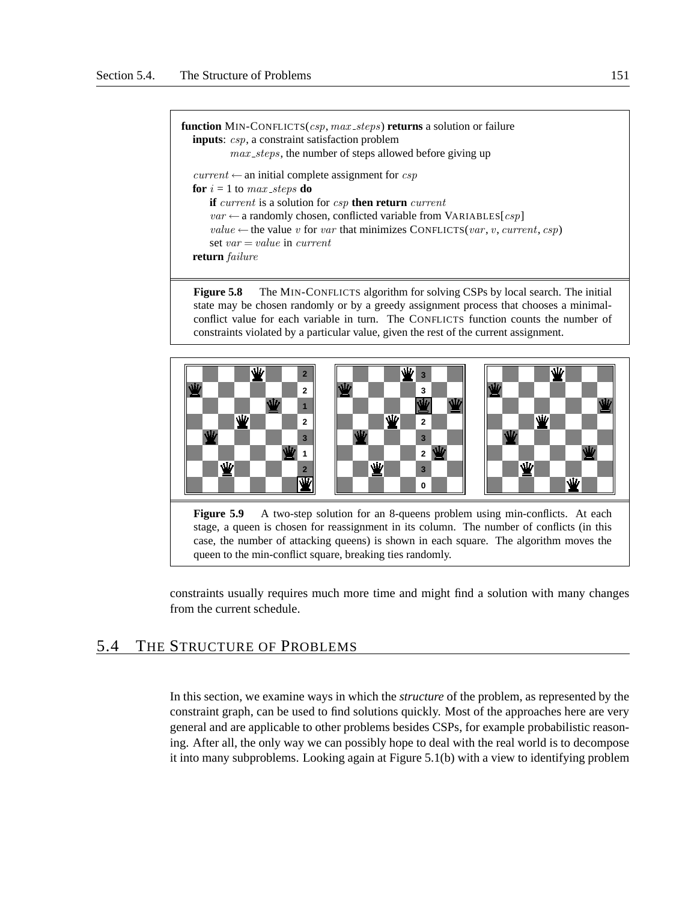```
function MIN-CONFLICTS(csp, max_steps) returns a solution or failure
   inputs: csp, a constraint satisfaction problem
           max_steps, the number of steps allowed before giving up

   current ← an initial complete assignment for csp
   for i = 1 to max_steps do
       if current is a solution for csp then return current
       var ← a randomly chosen, conflicted variable from VARIABLES[csp]
       value ← the value v for var that minimizes CONFLICTS(var, v, current, csp)
       set var = value in current
   return failure
```

**Figure 5.8** The MIN-CONFLICTS algorithm for solving CSPs by local search. The initial state may be chosen randomly or by a greedy assignment process that chooses a minimal-conflict value for each variable in turn. The CONFLICTS function counts the number of constraints violated by a particular value, given the rest of the current assignment.

**Figure 5.9** A two-step solution for an 8-queens problem using min-conflicts. At each stage, a queen is chosen for reassignment in its column. The number of conflicts (in this case, the number of attacking queens) is shown in each square. The algorithm moves the queen to the min-conflict square, breaking ties randomly.

constraints usually requires much more time and might find a solution with many changes from the current schedule.

## 5.4 THE STRUCTURE OF PROBLEMS

In this section, we examine ways in which the *structure* of the problem, as represented by the constraint graph, can be used to find solutions quickly. Most of the approaches here are very general and are applicable to other problems besides CSPs, for example probabilistic reasoning. After all, the only way we can possibly hope to deal with the real world is to decompose it into many subproblems. Looking again at Figure 5.1(b) with a view to identifying problem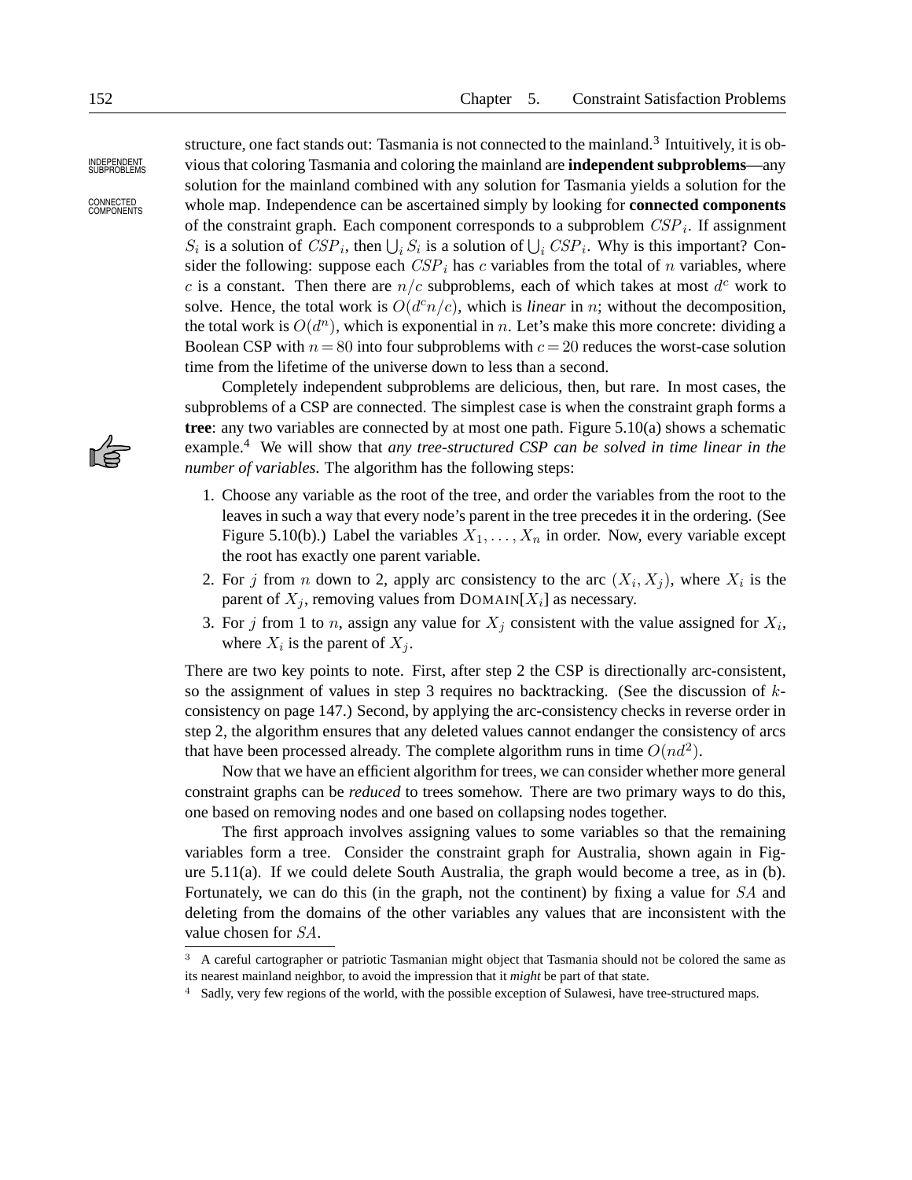structure, one fact stands out: Tasmania is not connected to the mainland.[3] Intuitively, it is obvious that coloring Tasmania and coloring the mainland are **independent subproblems**—any solution for the mainland combined with any solution for Tasmania yields a solution for the whole map. Independence can be ascertained simply by looking for **connected components** of the constraint graph. Each component corresponds to a subproblem $CSP_i$. If assignment $S_i$ is a solution of $CSP_i$, then $\bigcup_i S_i$ is a solution of $\bigcup_i CSP_i$. Why is this important? Consider the following: suppose each $CSP_i$ has $c$ variables from the total of $n$ variables, where $c$ is a constant. Then there are $n/c$ subproblems, each of which takes at most $d^c$ work to solve. Hence, the total work is $O(d^c n/c)$, which is *linear* in $n$; without the decomposition, the total work is $O(d^n)$, which is exponential in $n$. Let's make this more concrete: dividing a Boolean CSP with $n = 80$ into four subproblems with $c = 20$ reduces the worst-case solution time from the lifetime of the universe down to less than a second.

Completely independent subproblems are delicious, then, but rare. In most cases, the subproblems of a CSP are connected. The simplest case is when the constraint graph forms a **tree**: any two variables are connected by at most one path. Figure 5.10(a) shows a schematic example.[4] We will show that *any tree-structured CSP can be solved in time linear in the number of variables*. The algorithm has the following steps:

1. Choose any variable as the root of the tree, and order the variables from the root to the leaves in such a way that every node's parent in the tree precedes it in the ordering. (See Figure 5.10(b).) Label the variables $X_1, \ldots, X_n$ in order. Now, every variable except the root has exactly one parent variable.
2. For $j$ from $n$ down to 2, apply arc consistency to the arc $(X_i, X_j)$, where $X_i$ is the parent of $X_j$, removing values from DOMAIN[$X_i$] as necessary.
3. For $j$ from 1 to $n$, assign any value for $X_j$ consistent with the value assigned for $X_i$, where $X_i$ is the parent of $X_j$.

There are two key points to note. First, after step 2 the CSP is directionally arc-consistent, so the assignment of values in step 3 requires no backtracking. (See the discussion of $k$-consistency on page 147.) Second, by applying the arc-consistency checks in reverse order in step 2, the algorithm ensures that any deleted values cannot endanger the consistency of arcs that have been processed already. The complete algorithm runs in time $O(nd^2)$.

Now that we have an efficient algorithm for trees, we can consider whether more general constraint graphs can be *reduced* to trees somehow. There are two primary ways to do this, one based on removing nodes and one based on collapsing nodes together.

The first approach involves assigning values to some variables so that the remaining variables form a tree. Consider the constraint graph for Australia, shown again in Figure 5.11(a). If we could delete South Australia, the graph would become a tree, as in (b). Fortunately, we can do this (in the graph, not the continent) by fixing a value for $SA$ and deleting from the domains of the other variables any values that are inconsistent with the value chosen for $SA$.

---

[3] A careful cartographer or patriotic Tasmanian might object that Tasmania should not be colored the same as its nearest mainland neighbor, to avoid the impression that it *might* be part of that state.

[4] Sadly, very few regions of the world, with the possible exception of Sulawesi, have tree-structured maps.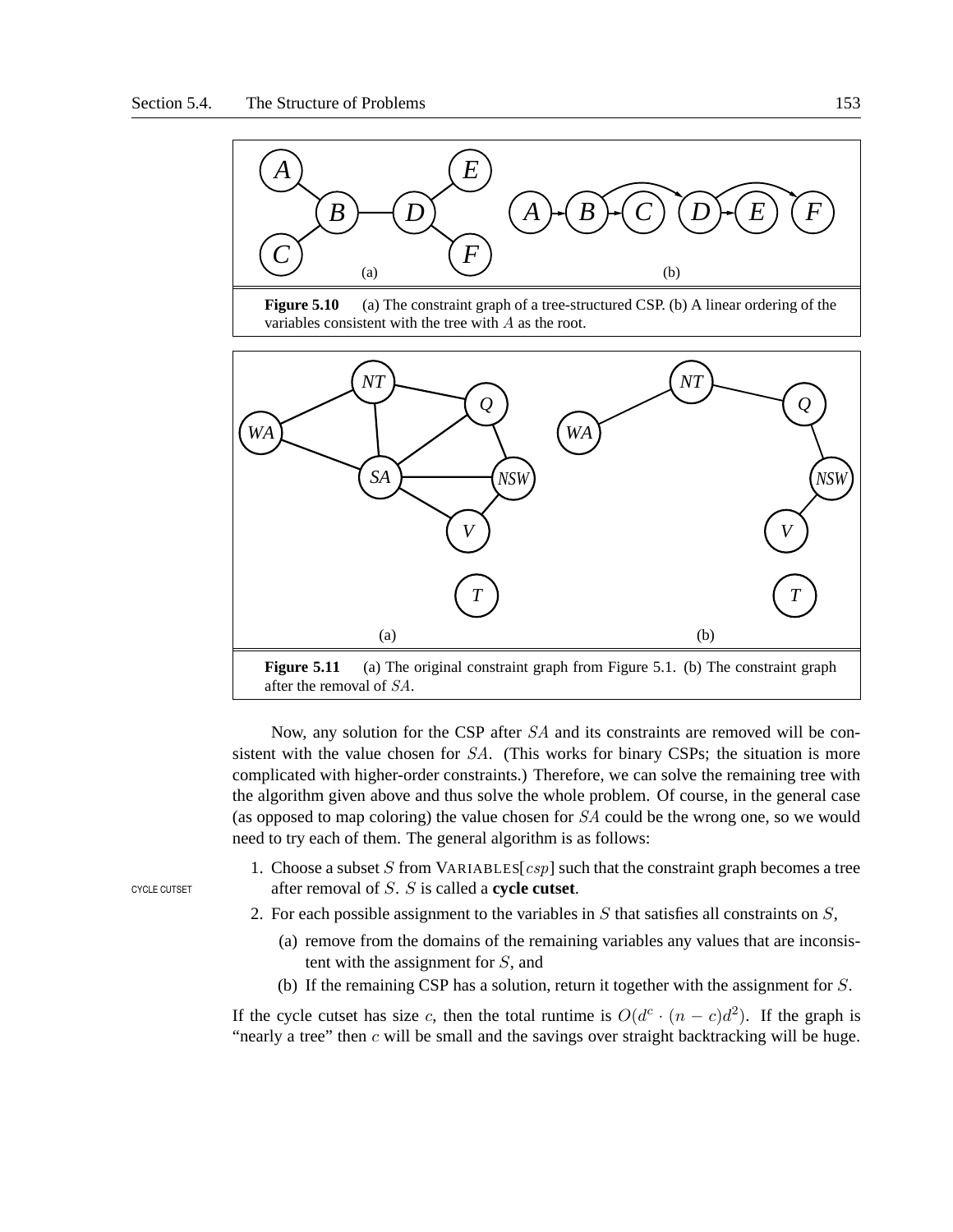**Figure 5.10** (a) The constraint graph of a tree-structured CSP. (b) A linear ordering of the variables consistent with the tree with $A$ as the root.

**Figure 5.11** (a) The original constraint graph from Figure 5.1. (b) The constraint graph after the removal of $SA$.

Now, any solution for the CSP after $SA$ and its constraints are removed will be consistent with the value chosen for $SA$. (This works for binary CSPs; the situation is more complicated with higher-order constraints.) Therefore, we can solve the remaining tree with the algorithm given above and thus solve the whole problem. Of course, in the general case (as opposed to map coloring) the value chosen for $SA$ could be the wrong one, so we would need to try each of them. The general algorithm is as follows:

CYCLE CUTSET

1. Choose a subset $S$ from VARIABLES[$csp$] such that the constraint graph becomes a tree after removal of $S$. $S$ is called a **cycle cutset**.
2. For each possible assignment to the variables in $S$ that satisfies all constraints on $S$,
   (a) remove from the domains of the remaining variables any values that are inconsistent with the assignment for $S$, and
   (b) If the remaining CSP has a solution, return it together with the assignment for $S$.

If the cycle cutset has size $c$, then the total runtime is $O(d^c \cdot (n - c)d^2)$. If the graph is "nearly a tree" then $c$ will be small and the savings over straight backtracking will be huge.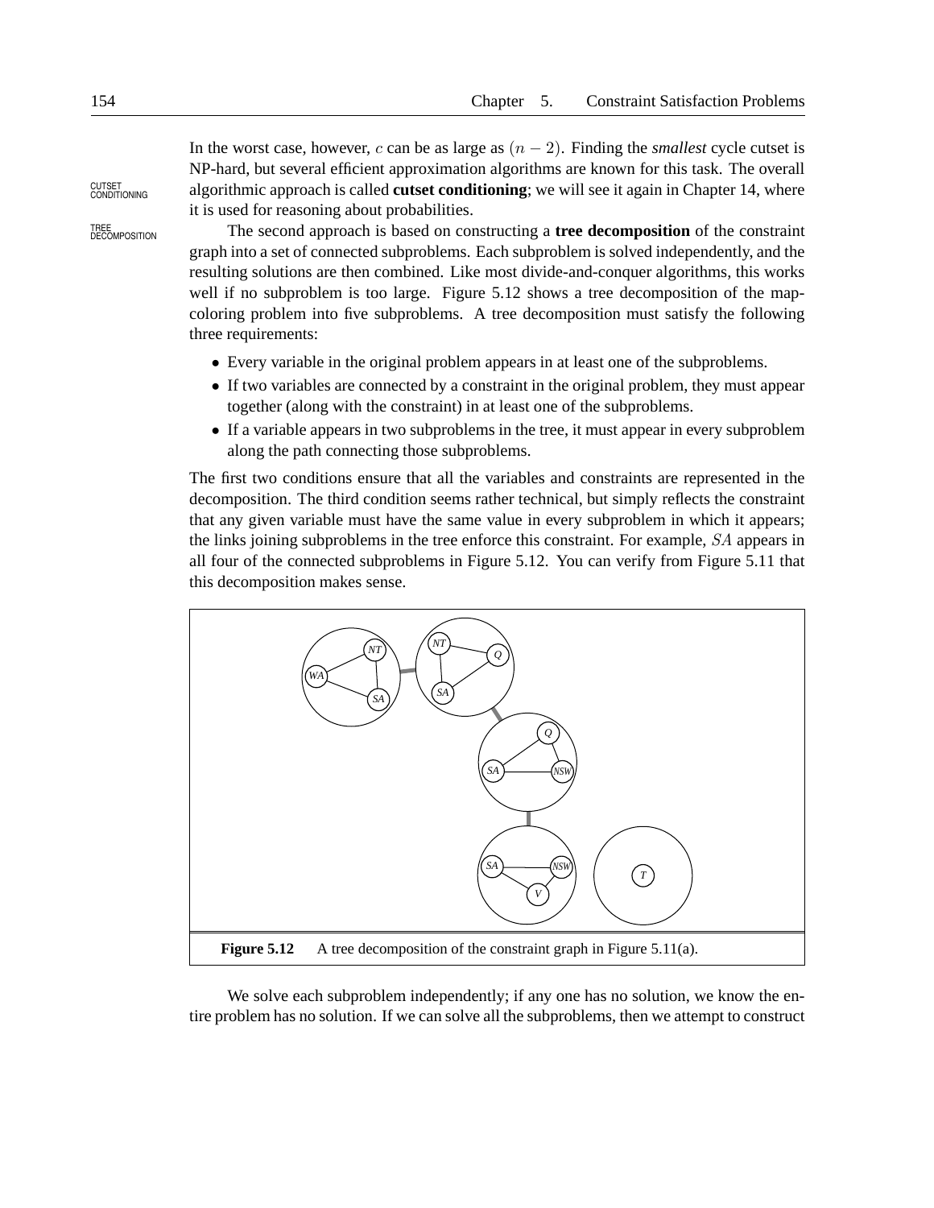In the worst case, however, $c$ can be as large as $(n - 2)$. Finding the *smallest* cycle cutset is NP-hard, but several efficient approximation algorithms are known for this task. The overall algorithmic approach is called **cutset conditioning**; we will see it again in Chapter 14, where it is used for reasoning about probabilities.

The second approach is based on constructing a **tree decomposition** of the constraint graph into a set of connected subproblems. Each subproblem is solved independently, and the resulting solutions are then combined. Like most divide-and-conquer algorithms, this works well if no subproblem is too large. Figure 5.12 shows a tree decomposition of the map-coloring problem into five subproblems. A tree decomposition must satisfy the following three requirements:

- Every variable in the original problem appears in at least one of the subproblems.
- If two variables are connected by a constraint in the original problem, they must appear together (along with the constraint) in at least one of the subproblems.
- If a variable appears in two subproblems in the tree, it must appear in every subproblem along the path connecting those subproblems.

The first two conditions ensure that all the variables and constraints are represented in the decomposition. The third condition seems rather technical, but simply reflects the constraint that any given variable must have the same value in every subproblem in which it appears; the links joining subproblems in the tree enforce this constraint. For example, $SA$ appears in all four of the connected subproblems in Figure 5.12. You can verify from Figure 5.11 that this decomposition makes sense.

**Figure 5.12** A tree decomposition of the constraint graph in Figure 5.11(a).

We solve each subproblem independently; if any one has no solution, we know the entire problem has no solution. If we can solve all the subproblems, then we attempt to construct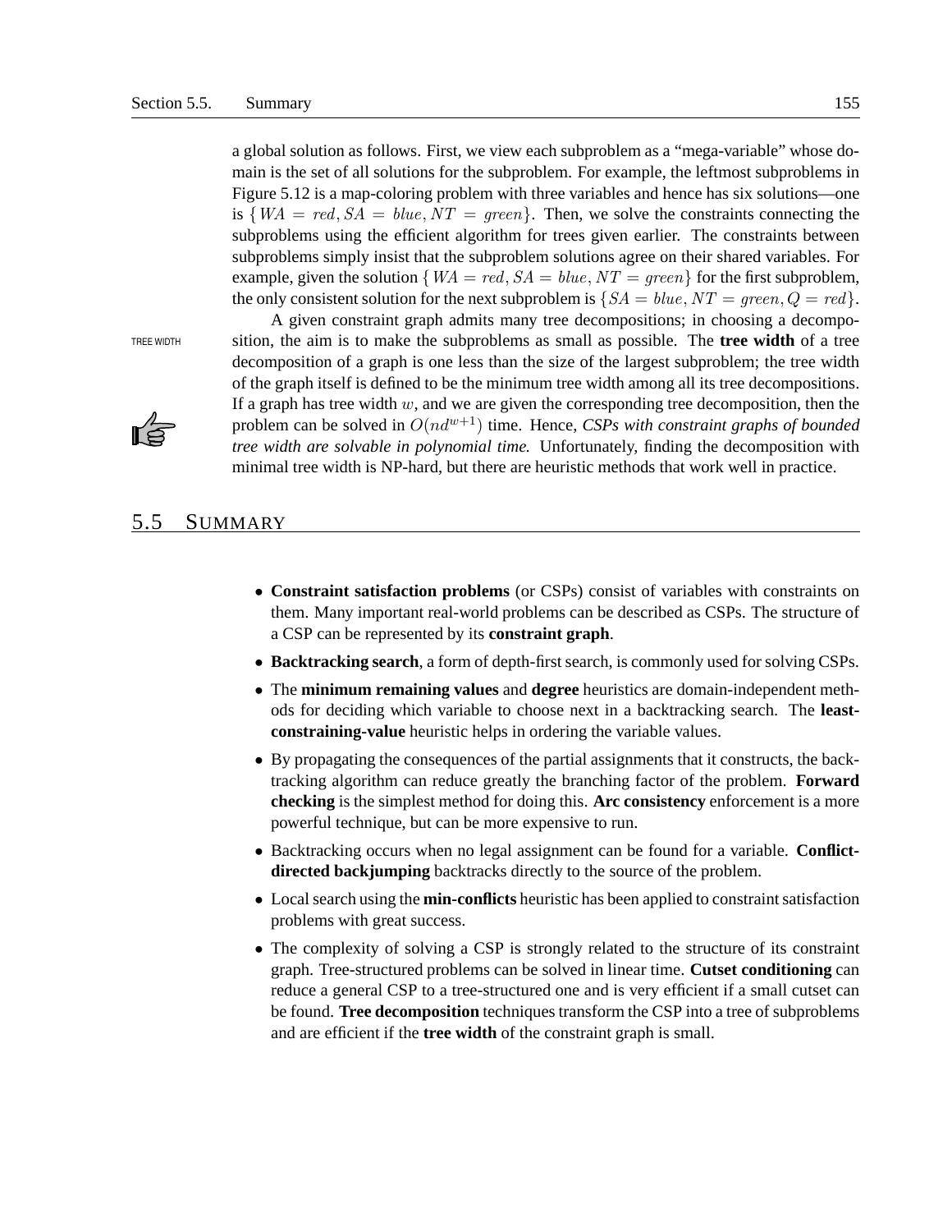a global solution as follows. First, we view each subproblem as a "mega-variable" whose domain is the set of all solutions for the subproblem. For example, the leftmost subproblems in Figure 5.12 is a map-coloring problem with three variables and hence has six solutions—one is $\{WA = red, SA = blue, NT = green\}$. Then, we solve the constraints connecting the subproblems using the efficient algorithm for trees given earlier. The constraints between subproblems simply insist that the subproblem solutions agree on their shared variables. For example, given the solution $\{WA = red, SA = blue, NT = green\}$ for the first subproblem, the only consistent solution for the next subproblem is $\{SA = blue, NT = green, Q = red\}$.

TREE WIDTH

A given constraint graph admits many tree decompositions; in choosing a decomposition, the aim is to make the subproblems as small as possible. The **tree width** of a tree decomposition of a graph is one less than the size of the largest subproblem; the tree width of the graph itself is defined to be the minimum tree width among all its tree decompositions. If a graph has tree width $w$, and we are given the corresponding tree decomposition, then the problem can be solved in $O(nd^{w+1})$ time. Hence, *CSPs with constraint graphs of bounded tree width are solvable in polynomial time.* Unfortunately, finding the decomposition with minimal tree width is NP-hard, but there are heuristic methods that work well in practice.

## 5.5 SUMMARY

- **Constraint satisfaction problems** (or CSPs) consist of variables with constraints on them. Many important real-world problems can be described as CSPs. The structure of a CSP can be represented by its **constraint graph**.
- **Backtracking search**, a form of depth-first search, is commonly used for solving CSPs.
- The **minimum remaining values** and **degree** heuristics are domain-independent methods for deciding which variable to choose next in a backtracking search. The **least-constraining-value** heuristic helps in ordering the variable values.
- By propagating the consequences of the partial assignments that it constructs, the backtracking algorithm can reduce greatly the branching factor of the problem. **Forward checking** is the simplest method for doing this. **Arc consistency** enforcement is a more powerful technique, but can be more expensive to run.
- Backtracking occurs when no legal assignment can be found for a variable. **Conflict-directed backjumping** backtracks directly to the source of the problem.
- Local search using the **min-conflicts** heuristic has been applied to constraint satisfaction problems with great success.
- The complexity of solving a CSP is strongly related to the structure of its constraint graph. Tree-structured problems can be solved in linear time. **Cutset conditioning** can reduce a general CSP to a tree-structured one and is very efficient if a small cutset can be found. **Tree decomposition** techniques transform the CSP into a tree of subproblems and are efficient if the **tree width** of the constraint graph is small.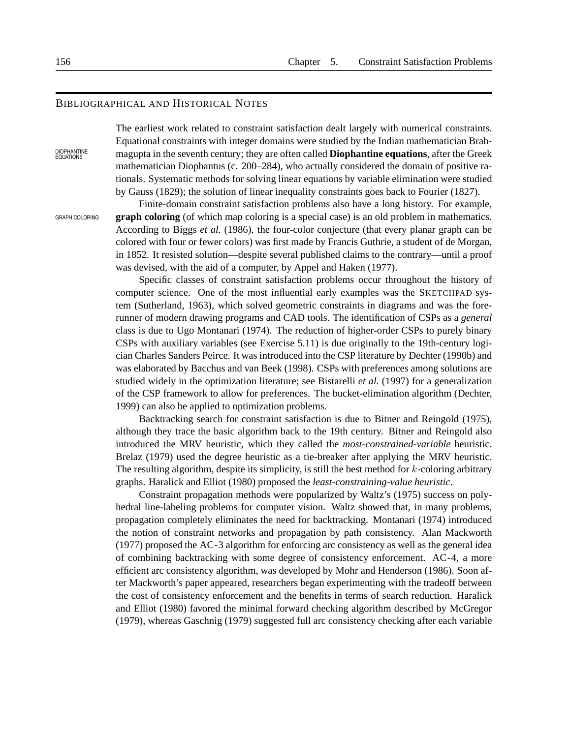## BIBLIOGRAPHICAL AND HISTORICAL NOTES

The earliest work related to constraint satisfaction dealt largely with numerical constraints. Equational constraints with integer domains were studied by the Indian mathematician Brahmagupta in the seventh century; they are often called **Diophantine equations**, after the Greek mathematician Diophantus (c. 200–284), who actually considered the domain of positive rationals. Systematic methods for solving linear equations by variable elimination were studied by Gauss (1829); the solution of linear inequality constraints goes back to Fourier (1827).

Finite-domain constraint satisfaction problems also have a long history. For example, **graph coloring** (of which map coloring is a special case) is an old problem in mathematics. According to Biggs *et al.* (1986), the four-color conjecture (that every planar graph can be colored with four or fewer colors) was first made by Francis Guthrie, a student of de Morgan, in 1852. It resisted solution—despite several published claims to the contrary—until a proof was devised, with the aid of a computer, by Appel and Haken (1977).

Specific classes of constraint satisfaction problems occur throughout the history of computer science. One of the most influential early examples was the SKETCHPAD system (Sutherland, 1963), which solved geometric constraints in diagrams and was the forerunner of modern drawing programs and CAD tools. The identification of CSPs as a *general* class is due to Ugo Montanari (1974). The reduction of higher-order CSPs to purely binary CSPs with auxiliary variables (see Exercise 5.11) is due originally to the 19th-century logician Charles Sanders Peirce. It was introduced into the CSP literature by Dechter (1990b) and was elaborated by Bacchus and van Beek (1998). CSPs with preferences among solutions are studied widely in the optimization literature; see Bistarelli *et al.* (1997) for a generalization of the CSP framework to allow for preferences. The bucket-elimination algorithm (Dechter, 1999) can also be applied to optimization problems.

Backtracking search for constraint satisfaction is due to Bitner and Reingold (1975), although they trace the basic algorithm back to the 19th century. Bitner and Reingold also introduced the MRV heuristic, which they called the *most-constrained-variable* heuristic. Brelaz (1979) used the degree heuristic as a tie-breaker after applying the MRV heuristic. The resulting algorithm, despite its simplicity, is still the best method for $k$-coloring arbitrary graphs. Haralick and Elliot (1980) proposed the *least-constraining-value heuristic*.

Constraint propagation methods were popularized by Waltz's (1975) success on polyhedral line-labeling problems for computer vision. Waltz showed that, in many problems, propagation completely eliminates the need for backtracking. Montanari (1974) introduced the notion of constraint networks and propagation by path consistency. Alan Mackworth (1977) proposed the AC-3 algorithm for enforcing arc consistency as well as the general idea of combining backtracking with some degree of consistency enforcement. AC-4, a more efficient arc consistency algorithm, was developed by Mohr and Henderson (1986). Soon after Mackworth's paper appeared, researchers began experimenting with the tradeoff between the cost of consistency enforcement and the benefits in terms of search reduction. Haralick and Elliot (1980) favored the minimal forward checking algorithm described by McGregor (1979), whereas Gaschnig (1979) suggested full arc consistency checking after each variable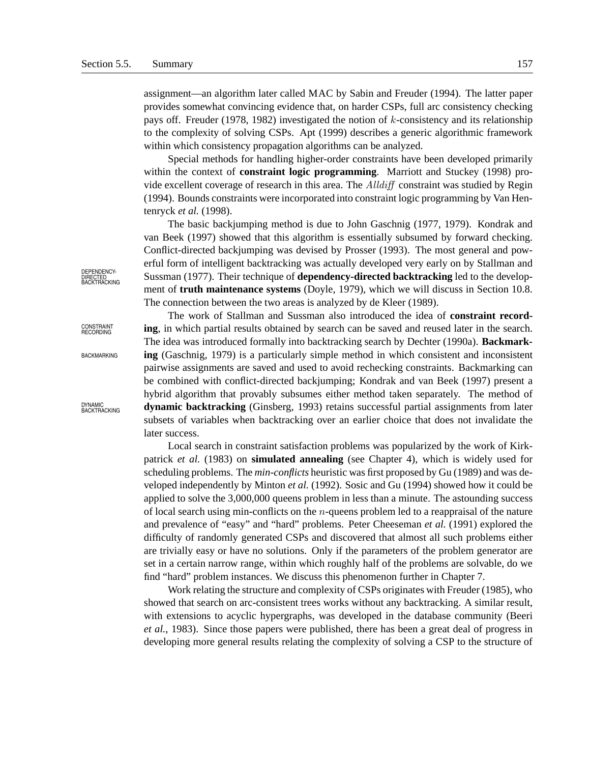assignment—an algorithm later called MAC by Sabin and Freuder (1994). The latter paper provides somewhat convincing evidence that, on harder CSPs, full arc consistency checking pays off. Freuder (1978, 1982) investigated the notion of $k$-consistency and its relationship to the complexity of solving CSPs. Apt (1999) describes a generic algorithmic framework within which consistency propagation algorithms can be analyzed.

Special methods for handling higher-order constraints have been developed primarily within the context of **constraint logic programming**. Marriott and Stuckey (1998) provide excellent coverage of research in this area. The *Alldiff* constraint was studied by Regin (1994). Bounds constraints were incorporated into constraint logic programming by Van Hentenryck *et al.* (1998).

The basic backjumping method is due to John Gaschnig (1977, 1979). Kondrak and van Beek (1997) showed that this algorithm is essentially subsumed by forward checking. Conflict-directed backjumping was devised by Prosser (1993). The most general and powerful form of intelligent backtracking was actually developed very early on by Stallman and Sussman (1977). Their technique of **dependency-directed backtracking** led to the development of **truth maintenance systems** (Doyle, 1979), which we will discuss in Section 10.8. The connection between the two areas is analyzed by de Kleer (1989).

The work of Stallman and Sussman also introduced the idea of **constraint recording**, in which partial results obtained by search can be saved and reused later in the search. The idea was introduced formally into backtracking search by Dechter (1990a). **Backmarking** (Gaschnig, 1979) is a particularly simple method in which consistent and inconsistent pairwise assignments are saved and used to avoid rechecking constraints. Backmarking can be combined with conflict-directed backjumping; Kondrak and van Beek (1997) present a hybrid algorithm that provably subsumes either method taken separately. The method of **dynamic backtracking** (Ginsberg, 1993) retains successful partial assignments from later subsets of variables when backtracking over an earlier choice that does not invalidate the later success.

Local search in constraint satisfaction problems was popularized by the work of Kirkpatrick *et al.* (1983) on **simulated annealing** (see Chapter 4), which is widely used for scheduling problems. The *min-conflicts* heuristic was first proposed by Gu (1989) and was developed independently by Minton *et al.* (1992). Sosic and Gu (1994) showed how it could be applied to solve the 3,000,000 queens problem in less than a minute. The astounding success of local search using min-conflicts on the $n$-queens problem led to a reappraisal of the nature and prevalence of "easy" and "hard" problems. Peter Cheeseman *et al.* (1991) explored the difficulty of randomly generated CSPs and discovered that almost all such problems either are trivially easy or have no solutions. Only if the parameters of the problem generator are set in a certain narrow range, within which roughly half of the problems are solvable, do we find "hard" problem instances. We discuss this phenomenon further in Chapter 7.

Work relating the structure and complexity of CSPs originates with Freuder (1985), who showed that search on arc-consistent trees works without any backtracking. A similar result, with extensions to acyclic hypergraphs, was developed in the database community (Beeri *et al.*, 1983). Since those papers were published, there has been a great deal of progress in developing more general results relating the complexity of solving a CSP to the structure of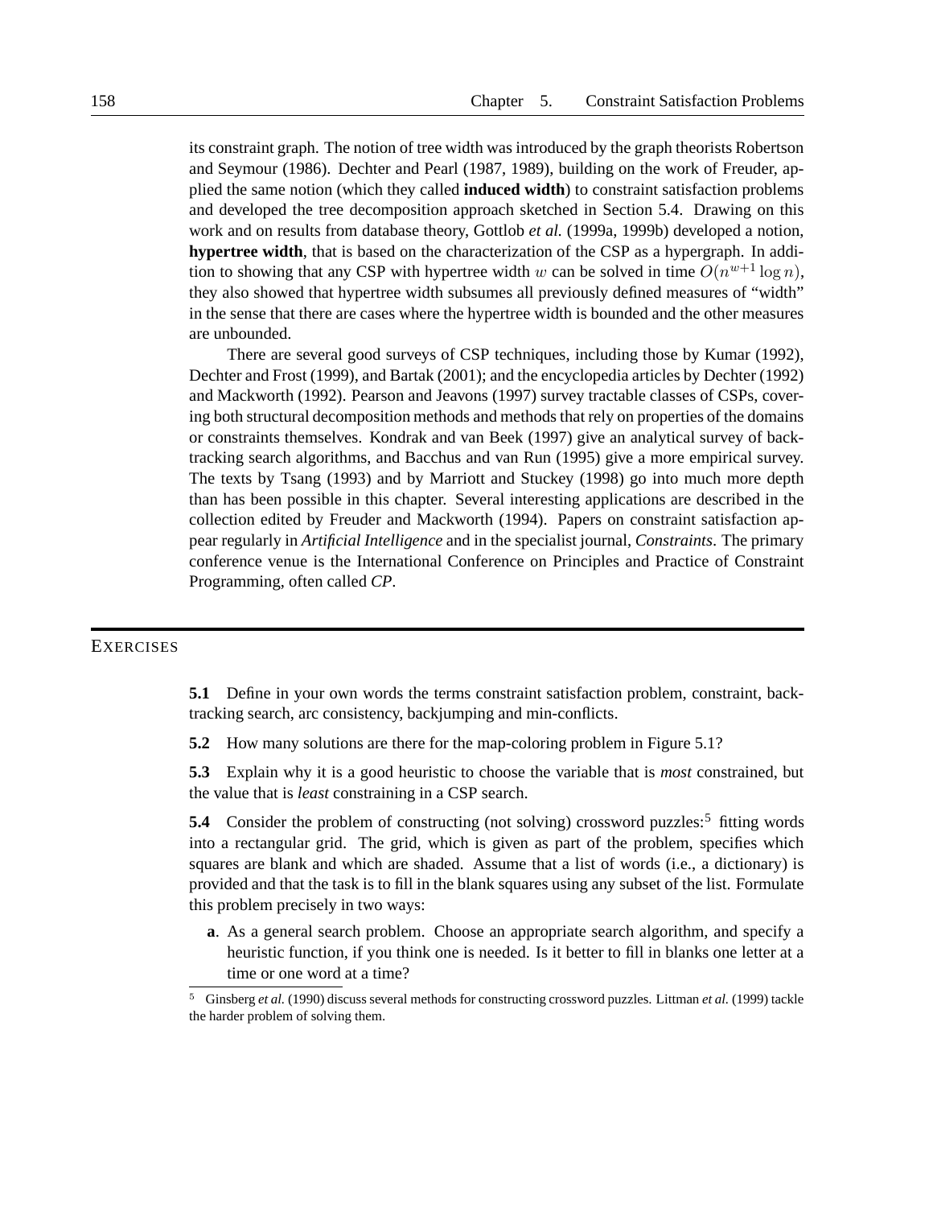its constraint graph. The notion of tree width was introduced by the graph theorists Robertson and Seymour (1986). Dechter and Pearl (1987, 1989), building on the work of Freuder, applied the same notion (which they called **induced width**) to constraint satisfaction problems and developed the tree decomposition approach sketched in Section 5.4. Drawing on this work and on results from database theory, Gottlob *et al.* (1999a, 1999b) developed a notion, **hypertree width**, that is based on the characterization of the CSP as a hypergraph. In addition to showing that any CSP with hypertree width $w$ can be solved in time $O(n^{w+1} \log n)$, they also showed that hypertree width subsumes all previously defined measures of "width" in the sense that there are cases where the hypertree width is bounded and the other measures are unbounded.

There are several good surveys of CSP techniques, including those by Kumar (1992), Dechter and Frost (1999), and Bartak (2001); and the encyclopedia articles by Dechter (1992) and Mackworth (1992). Pearson and Jeavons (1997) survey tractable classes of CSPs, covering both structural decomposition methods and methods that rely on properties of the domains or constraints themselves. Kondrak and van Beek (1997) give an analytical survey of backtracking search algorithms, and Bacchus and van Run (1995) give a more empirical survey. The texts by Tsang (1993) and by Marriott and Stuckey (1998) go into much more depth than has been possible in this chapter. Several interesting applications are described in the collection edited by Freuder and Mackworth (1994). Papers on constraint satisfaction appear regularly in *Artificial Intelligence* and in the specialist journal, *Constraints*. The primary conference venue is the International Conference on Principles and Practice of Constraint Programming, often called *CP*.

## EXERCISES

**5.1** Define in your own words the terms constraint satisfaction problem, constraint, backtracking search, arc consistency, backjumping and min-conflicts.

**5.2** How many solutions are there for the map-coloring problem in Figure 5.1?

**5.3** Explain why it is a good heuristic to choose the variable that is *most* constrained, but the value that is *least* constraining in a CSP search.

**5.4** Consider the problem of constructing (not solving) crossword puzzles:[5] fitting words into a rectangular grid. The grid, which is given as part of the problem, specifies which squares are blank and which are shaded. Assume that a list of words (i.e., a dictionary) is provided and that the task is to fill in the blank squares using any subset of the list. Formulate this problem precisely in two ways:

**a**. As a general search problem. Choose an appropriate search algorithm, and specify a heuristic function, if you think one is needed. Is it better to fill in blanks one letter at a time or one word at a time?

[5] Ginsberg *et al.* (1990) discuss several methods for constructing crossword puzzles. Littman *et al.* (1999) tackle the harder problem of solving them.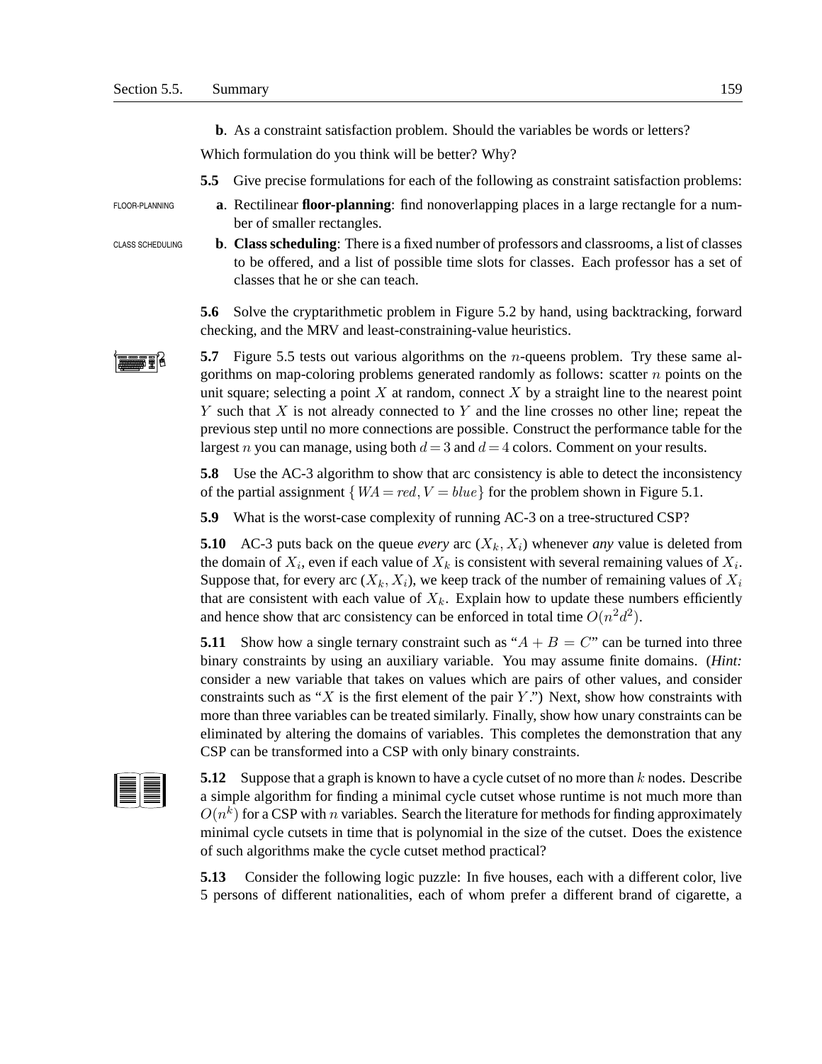**b**. As a constraint satisfaction problem. Should the variables be words or letters?

Which formulation do you think will be better? Why?

**5.5** Give precise formulations for each of the following as constraint satisfaction problems:

FLOOR-PLANNING

**a**. Rectilinear **floor-planning**: find nonoverlapping places in a large rectangle for a number of smaller rectangles.

CLASS SCHEDULING

**b**. **Class scheduling**: There is a fixed number of professors and classrooms, a list of classes to be offered, and a list of possible time slots for classes. Each professor has a set of classes that he or she can teach.

**5.6** Solve the cryptarithmetic problem in Figure 5.2 by hand, using backtracking, forward checking, and the MRV and least-constraining-value heuristics.

**5.7** Figure 5.5 tests out various algorithms on the $n$-queens problem. Try these same algorithms on map-coloring problems generated randomly as follows: scatter $n$ points on the unit square; selecting a point $X$ at random, connect $X$ by a straight line to the nearest point $Y$ such that $X$ is not already connected to $Y$ and the line crosses no other line; repeat the previous step until no more connections are possible. Construct the performance table for the largest $n$ you can manage, using both $d = 3$ and $d = 4$ colors. Comment on your results.

**5.8** Use the AC-3 algorithm to show that arc consistency is able to detect the inconsistency of the partial assignment $\{WA = red, V = blue\}$ for the problem shown in Figure 5.1.

**5.9** What is the worst-case complexity of running AC-3 on a tree-structured CSP?

**5.10** AC-3 puts back on the queue *every* arc $(X_k, X_i)$ whenever *any* value is deleted from the domain of $X_i$, even if each value of $X_k$ is consistent with several remaining values of $X_i$. Suppose that, for every arc $(X_k, X_i)$, we keep track of the number of remaining values of $X_i$ that are consistent with each value of $X_k$. Explain how to update these numbers efficiently and hence show that arc consistency can be enforced in total time $O(n^2 d^2)$.

**5.11** Show how a single ternary constraint such as "$A + B = C$" can be turned into three binary constraints by using an auxiliary variable. You may assume finite domains. (*Hint:* consider a new variable that takes on values which are pairs of other values, and consider constraints such as "$X$ is the first element of the pair $Y$.") Next, show how constraints with more than three variables can be treated similarly. Finally, show how unary constraints can be eliminated by altering the domains of variables. This completes the demonstration that any CSP can be transformed into a CSP with only binary constraints.

**5.12** Suppose that a graph is known to have a cycle cutset of no more than $k$ nodes. Describe a simple algorithm for finding a minimal cycle cutset whose runtime is not much more than $O(n^k)$ for a CSP with $n$ variables. Search the literature for methods for finding approximately minimal cycle cutsets in time that is polynomial in the size of the cutset. Does the existence of such algorithms make the cycle cutset method practical?

**5.13** Consider the following logic puzzle: In five houses, each with a different color, live 5 persons of different nationalities, each of whom prefer a different brand of cigarette, a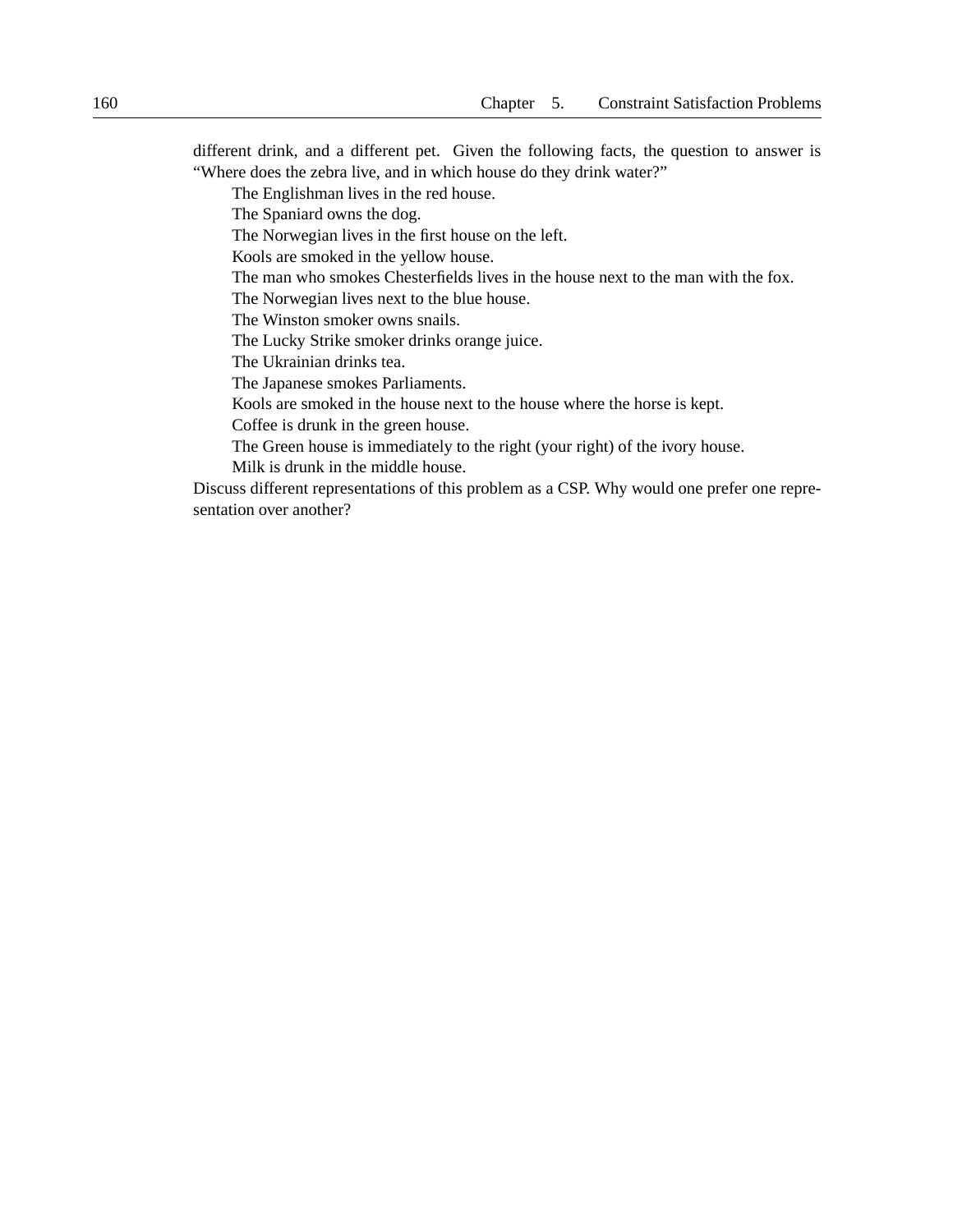different drink, and a different pet. Given the following facts, the question to answer is "Where does the zebra live, and in which house do they drink water?"

The Englishman lives in the red house.
The Spaniard owns the dog.
The Norwegian lives in the first house on the left.
Kools are smoked in the yellow house.
The man who smokes Chesterfields lives in the house next to the man with the fox.
The Norwegian lives next to the blue house.
The Winston smoker owns snails.
The Lucky Strike smoker drinks orange juice.
The Ukrainian drinks tea.
The Japanese smokes Parliaments.
Kools are smoked in the house next to the house where the horse is kept.
Coffee is drunk in the green house.
The Green house is immediately to the right (your right) of the ivory house.
Milk is drunk in the middle house.

Discuss different representations of this problem as a CSP. Why would one prefer one representation over another?